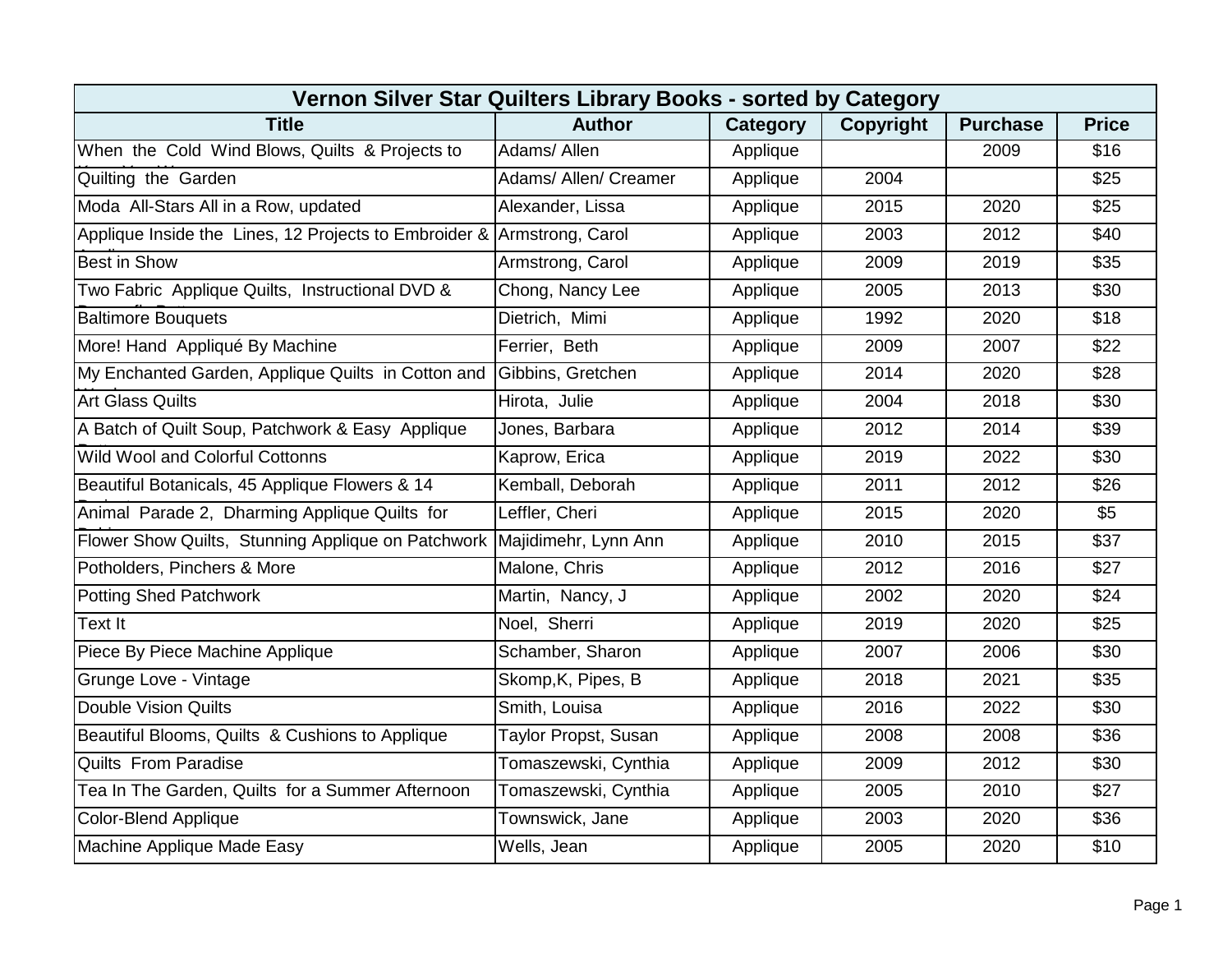| Vernon Silver Star Quilters Library Books - sorted by Category | | | | | |
|---|---|---|---|---|---|
| **Title** | **Author** | **Category** | **Copyright** | **Purchase** | **Price** |
| When the Cold Wind Blows, Quilts & Projects to | Adams/ Allen | Applique | | 2009 | $16 |
| Quilting the Garden | Adams/ Allen/ Creamer | Applique | 2004 | | $25 |
| Moda All-Stars All in a Row, updated | Alexander, Lissa | Applique | 2015 | 2020 | $25 |
| Applique Inside the Lines, 12 Projects to Embroider & | Armstrong, Carol | Applique | 2003 | 2012 | $40 |
| Best in Show | Armstrong, Carol | Applique | 2009 | 2019 | $35 |
| Two Fabric Applique Quilts, Instructional DVD & | Chong, Nancy Lee | Applique | 2005 | 2013 | $30 |
| Baltimore Bouquets | Dietrich, Mimi | Applique | 1992 | 2020 | $18 |
| More! Hand Appliqué By Machine | Ferrier, Beth | Applique | 2009 | 2007 | $22 |
| My Enchanted Garden, Applique Quilts in Cotton and | Gibbins, Gretchen | Applique | 2014 | 2020 | $28 |
| Art Glass Quilts | Hirota, Julie | Applique | 2004 | 2018 | $30 |
| A Batch of Quilt Soup, Patchwork & Easy Applique | Jones, Barbara | Applique | 2012 | 2014 | $39 |
| Wild Wool and Colorful Cottonns | Kaprow, Erica | Applique | 2019 | 2022 | $30 |
| Beautiful Botanicals, 45 Applique Flowers & 14 | Kemball, Deborah | Applique | 2011 | 2012 | $26 |
| Animal Parade 2, Dharming Applique Quilts for | Leffler, Cheri | Applique | 2015 | 2020 | $5 |
| Flower Show Quilts, Stunning Applique on Patchwork | Majidimehr, Lynn Ann | Applique | 2010 | 2015 | $37 |
| Potholders, Pinchers & More | Malone, Chris | Applique | 2012 | 2016 | $27 |
| Potting Shed Patchwork | Martin, Nancy, J | Applique | 2002 | 2020 | $24 |
| Text It | Noel, Sherri | Applique | 2019 | 2020 | $25 |
| Piece By Piece Machine Applique | Schamber, Sharon | Applique | 2007 | 2006 | $30 |
| Grunge Love - Vintage | Skomp,K, Pipes, B | Applique | 2018 | 2021 | $35 |
| Double Vision Quilts | Smith, Louisa | Applique | 2016 | 2022 | $30 |
| Beautiful Blooms, Quilts & Cushions to Applique | Taylor Propst, Susan | Applique | 2008 | 2008 | $36 |
| Quilts From Paradise | Tomaszewski, Cynthia | Applique | 2009 | 2012 | $30 |
| Tea In The Garden, Quilts for a Summer Afternoon | Tomaszewski, Cynthia | Applique | 2005 | 2010 | $27 |
| Color-Blend Applique | Townswick, Jane | Applique | 2003 | 2020 | $36 |
| Machine Applique Made Easy | Wells, Jean | Applique | 2005 | 2020 | $10 |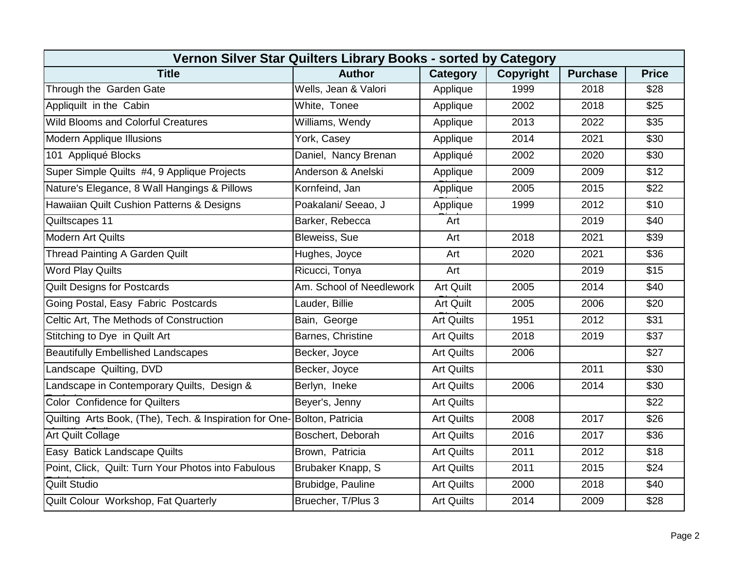| Vernon Silver Star Quilters Library Books - sorted by Category | | | | | |
|---|---|---|---|---|---|
| **Title** | **Author** | **Category** | **Copyright** | **Purchase** | **Price** |
| Through the Garden Gate | Wells, Jean & Valori | Applique | 1999 | 2018 | $28 |
| Appliquilt in the Cabin | White, Tonee | Applique | 2002 | 2018 | $25 |
| Wild Blooms and Colorful Creatures | Williams, Wendy | Applique | 2013 | 2022 | $35 |
| Modern Applique Illusions | York, Casey | Applique | 2014 | 2021 | $30 |
| 101 Appliqué Blocks | Daniel, Nancy Brenan | Appliqué | 2002 | 2020 | $30 |
| Super Simple Quilts #4, 9 Applique Projects | Anderson & Anelski | Applique | 2009 | 2009 | $12 |
| Nature's Elegance, 8 Wall Hangings & Pillows | Kornfeind, Jan | Applique | 2005 | 2015 | $22 |
| Hawaiian Quilt Cushion Patterns & Designs | Poakalani/ Seeao, J | Applique | 1999 | 2012 | $10 |
| Quiltscapes 11 | Barker, Rebecca | Art | | 2019 | $40 |
| Modern Art Quilts | Bleweiss, Sue | Art | 2018 | 2021 | $39 |
| Thread Painting A Garden Quilt | Hughes, Joyce | Art | 2020 | 2021 | $36 |
| Word Play Quilts | Ricucci, Tonya | Art | | 2019 | $15 |
| Quilt Designs for Postcards | Am. School of Needlework | Art Quilt | 2005 | 2014 | $40 |
| Going Postal, Easy Fabric Postcards | Lauder, Billie | Art Quilt | 2005 | 2006 | $20 |
| Celtic Art, The Methods of Construction | Bain, George | Art Quilts | 1951 | 2012 | $31 |
| Stitching to Dye in Quilt Art | Barnes, Christine | Art Quilts | 2018 | 2019 | $37 |
| Beautifully Embellished Landscapes | Becker, Joyce | Art Quilts | 2006 | | $27 |
| Landscape Quilting, DVD | Becker, Joyce | Art Quilts | | 2011 | $30 |
| Landscape in Contemporary Quilts, Design & | Berlyn, Ineke | Art Quilts | 2006 | 2014 | $30 |
| Color Confidence for Quilters | Beyer's, Jenny | Art Quilts | | | $22 |
| Quilting Arts Book, (The), Tech. & Inspiration for One- | Bolton, Patricia | Art Quilts | 2008 | 2017 | $26 |
| Art Quilt Collage | Boschert, Deborah | Art Quilts | 2016 | 2017 | $36 |
| Easy Batick Landscape Quilts | Brown, Patricia | Art Quilts | 2011 | 2012 | $18 |
| Point, Click, Quilt: Turn Your Photos into Fabulous | Brubaker Knapp, S | Art Quilts | 2011 | 2015 | $24 |
| Quilt Studio | Brubidge, Pauline | Art Quilts | 2000 | 2018 | $40 |
| Quilt Colour Workshop, Fat Quarterly | Bruecher, T/Plus 3 | Art Quilts | 2014 | 2009 | $28 |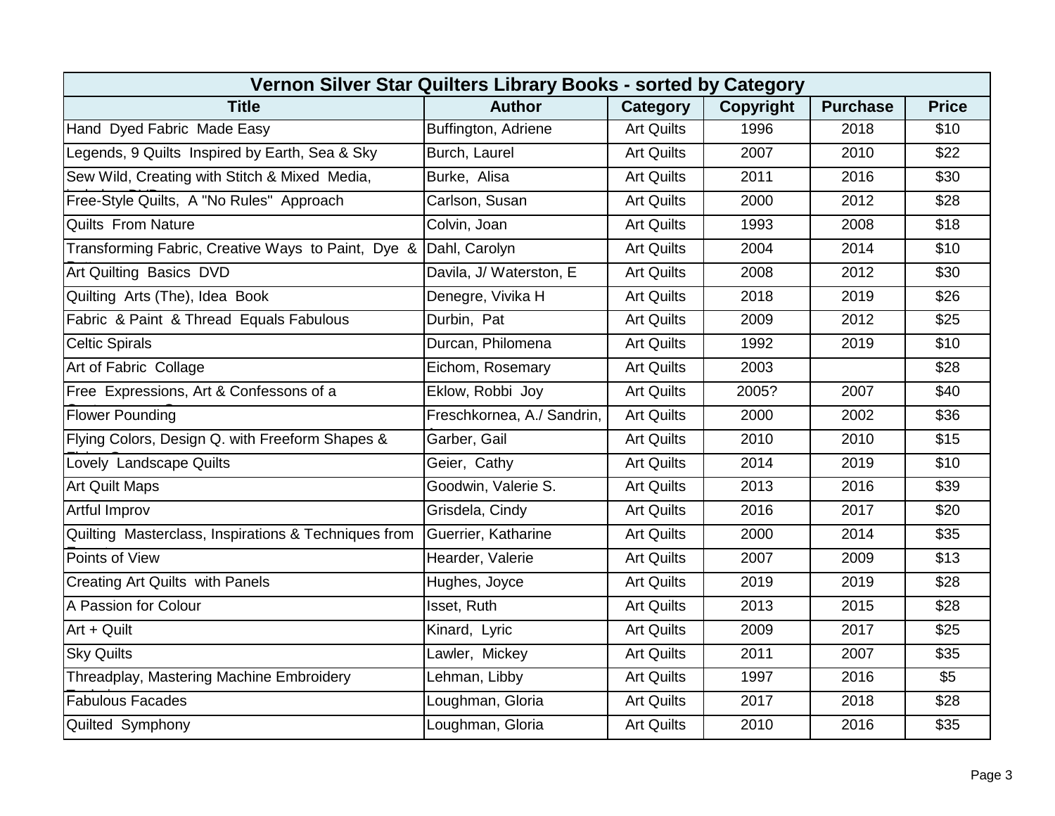| Vernon Silver Star Quilters Library Books - sorted by Category | | | | | |
|---|---|---|---|---|---|
| **Title** | **Author** | **Category** | **Copyright** | **Purchase** | **Price** |
| Hand Dyed Fabric Made Easy | Buffington, Adriene | Art Quilts | 1996 | 2018 | $10 |
| Legends, 9 Quilts Inspired by Earth, Sea & Sky | Burch, Laurel | Art Quilts | 2007 | 2010 | $22 |
| Sew Wild, Creating with Stitch & Mixed Media, | Burke, Alisa | Art Quilts | 2011 | 2016 | $30 |
| Free-Style Quilts, A "No Rules" Approach | Carlson, Susan | Art Quilts | 2000 | 2012 | $28 |
| Quilts From Nature | Colvin, Joan | Art Quilts | 1993 | 2008 | $18 |
| Transforming Fabric, Creative Ways to Paint, Dye & | Dahl, Carolyn | Art Quilts | 2004 | 2014 | $10 |
| Art Quilting Basics DVD | Davila, J/ Waterston, E | Art Quilts | 2008 | 2012 | $30 |
| Quilting Arts (The), Idea Book | Denegre, Vivika H | Art Quilts | 2018 | 2019 | $26 |
| Fabric & Paint & Thread Equals Fabulous | Durbin, Pat | Art Quilts | 2009 | 2012 | $25 |
| Celtic Spirals | Durcan, Philomena | Art Quilts | 1992 | 2019 | $10 |
| Art of Fabric Collage | Eichom, Rosemary | Art Quilts | 2003 | | $28 |
| Free Expressions, Art & Confessons of a | Eklow, Robbi Joy | Art Quilts | 2005? | 2007 | $40 |
| Flower Pounding | Freschkornea, A./ Sandrin, | Art Quilts | 2000 | 2002 | $36 |
| Flying Colors, Design Q. with Freeform Shapes & | Garber, Gail | Art Quilts | 2010 | 2010 | $15 |
| Lovely Landscape Quilts | Geier, Cathy | Art Quilts | 2014 | 2019 | $10 |
| Art Quilt Maps | Goodwin, Valerie S. | Art Quilts | 2013 | 2016 | $39 |
| Artful Improv | Grisdela, Cindy | Art Quilts | 2016 | 2017 | $20 |
| Quilting Masterclass, Inspirations & Techniques from | Guerrier, Katharine | Art Quilts | 2000 | 2014 | $35 |
| Points of View | Hearder, Valerie | Art Quilts | 2007 | 2009 | $13 |
| Creating Art Quilts with Panels | Hughes, Joyce | Art Quilts | 2019 | 2019 | $28 |
| A Passion for Colour | Isset, Ruth | Art Quilts | 2013 | 2015 | $28 |
| Art + Quilt | Kinard, Lyric | Art Quilts | 2009 | 2017 | $25 |
| Sky Quilts | Lawler, Mickey | Art Quilts | 2011 | 2007 | $35 |
| Threadplay, Mastering Machine Embroidery | Lehman, Libby | Art Quilts | 1997 | 2016 | $5 |
| Fabulous Facades | Loughman, Gloria | Art Quilts | 2017 | 2018 | $28 |
| Quilted Symphony | Loughman, Gloria | Art Quilts | 2010 | 2016 | $35 |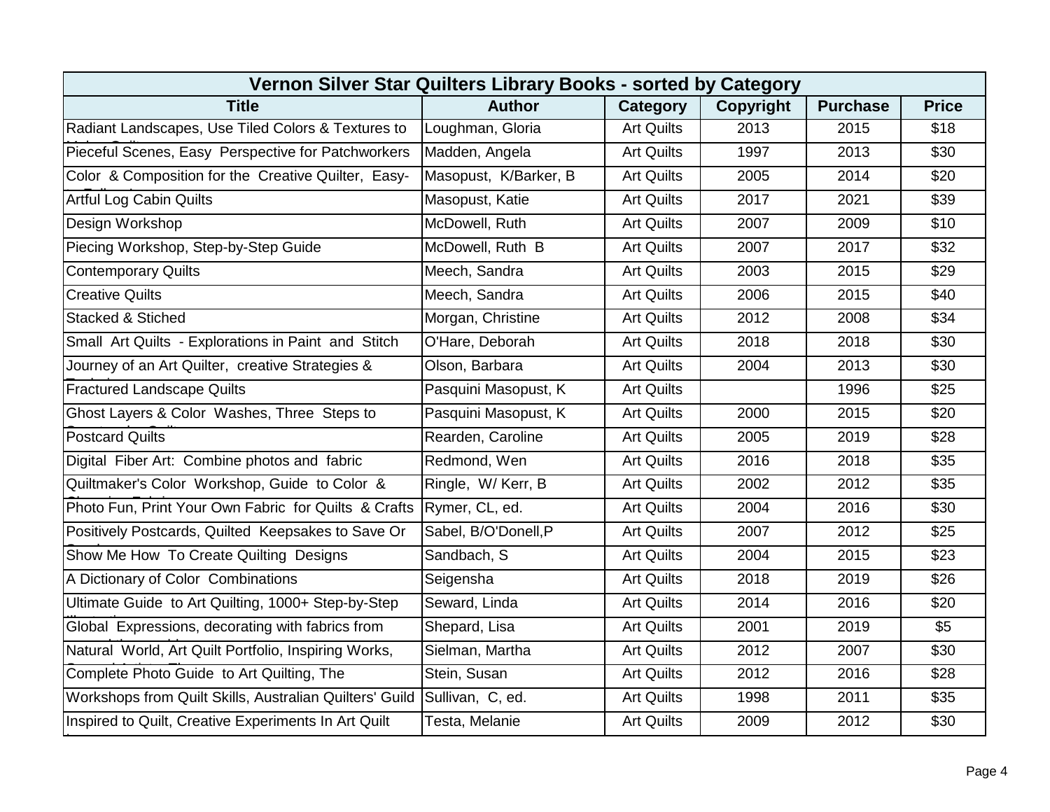| Vernon Silver Star Quilters Library Books - sorted by Category | | | | | |
|---|---|---|---|---|---|
| **Title** | **Author** | **Category** | **Copyright** | **Purchase** | **Price** |
| Radiant Landscapes, Use Tiled Colors & Textures to | Loughman, Gloria | Art Quilts | 2013 | 2015 | $18 |
| Pieceful Scenes, Easy Perspective for Patchworkers | Madden, Angela | Art Quilts | 1997 | 2013 | $30 |
| Color & Composition for the Creative Quilter, Easy- | Masopust, K/Barker, B | Art Quilts | 2005 | 2014 | $20 |
| Artful Log Cabin Quilts | Masopust, Katie | Art Quilts | 2017 | 2021 | $39 |
| Design Workshop | McDowell, Ruth | Art Quilts | 2007 | 2009 | $10 |
| Piecing Workshop, Step-by-Step Guide | McDowell, Ruth B | Art Quilts | 2007 | 2017 | $32 |
| Contemporary Quilts | Meech, Sandra | Art Quilts | 2003 | 2015 | $29 |
| Creative Quilts | Meech, Sandra | Art Quilts | 2006 | 2015 | $40 |
| Stacked & Stiched | Morgan, Christine | Art Quilts | 2012 | 2008 | $34 |
| Small Art Quilts - Explorations in Paint and Stitch | O'Hare, Deborah | Art Quilts | 2018 | 2018 | $30 |
| Journey of an Art Quilter, creative Strategies & | Olson, Barbara | Art Quilts | 2004 | 2013 | $30 |
| Fractured Landscape Quilts | Pasquini Masopust, K | Art Quilts | | 1996 | $25 |
| Ghost Layers & Color Washes, Three Steps to | Pasquini Masopust, K | Art Quilts | 2000 | 2015 | $20 |
| Postcard Quilts | Rearden, Caroline | Art Quilts | 2005 | 2019 | $28 |
| Digital Fiber Art: Combine photos and fabric | Redmond, Wen | Art Quilts | 2016 | 2018 | $35 |
| Quiltmaker's Color Workshop, Guide to Color & | Ringle, W/ Kerr, B | Art Quilts | 2002 | 2012 | $35 |
| Photo Fun, Print Your Own Fabric for Quilts & Crafts | Rymer, CL, ed. | Art Quilts | 2004 | 2016 | $30 |
| Positively Postcards, Quilted Keepsakes to Save Or | Sabel, B/O'Donell,P | Art Quilts | 2007 | 2012 | $25 |
| Show Me How To Create Quilting Designs | Sandbach, S | Art Quilts | 2004 | 2015 | $23 |
| A Dictionary of Color Combinations | Seigensha | Art Quilts | 2018 | 2019 | $26 |
| Ultimate Guide to Art Quilting, 1000+ Step-by-Step | Seward, Linda | Art Quilts | 2014 | 2016 | $20 |
| Global Expressions, decorating with fabrics from | Shepard, Lisa | Art Quilts | 2001 | 2019 | $5 |
| Natural World, Art Quilt Portfolio, Inspiring Works, | Sielman, Martha | Art Quilts | 2012 | 2007 | $30 |
| Complete Photo Guide to Art Quilting, The | Stein, Susan | Art Quilts | 2012 | 2016 | $28 |
| Workshops from Quilt Skills, Australian Quilters' Guild | Sullivan, C, ed. | Art Quilts | 1998 | 2011 | $35 |
| Inspired to Quilt, Creative Experiments In Art Quilt | Testa, Melanie | Art Quilts | 2009 | 2012 | $30 |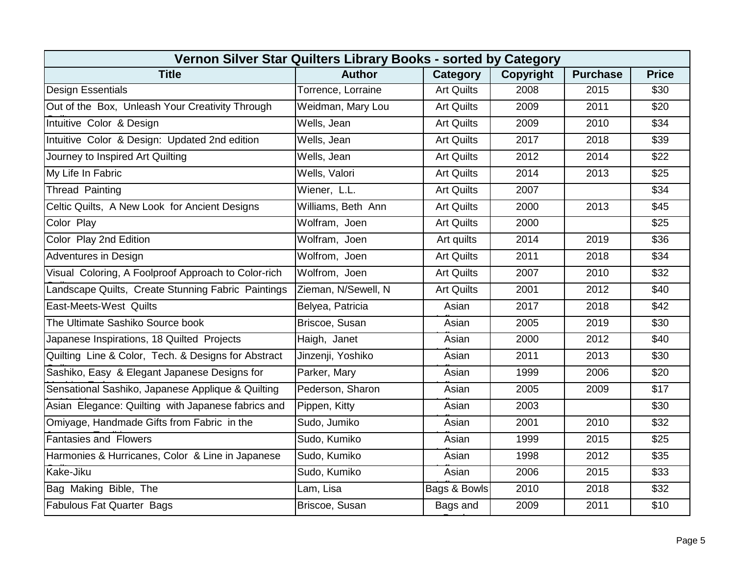| Vernon Silver Star Quilters Library Books - sorted by Category | | | | | |
|---|---|---|---|---|---|
| **Title** | **Author** | **Category** | **Copyright** | **Purchase** | **Price** |
| Design Essentials | Torrence, Lorraine | Art Quilts | 2008 | 2015 | $30 |
| Out of the Box, Unleash Your Creativity Through | Weidman, Mary Lou | Art Quilts | 2009 | 2011 | $20 |
| Intuitive Color & Design | Wells, Jean | Art Quilts | 2009 | 2010 | $34 |
| Intuitive Color & Design: Updated 2nd edition | Wells, Jean | Art Quilts | 2017 | 2018 | $39 |
| Journey to Inspired Art Quilting | Wells, Jean | Art Quilts | 2012 | 2014 | $22 |
| My Life In Fabric | Wells, Valori | Art Quilts | 2014 | 2013 | $25 |
| Thread Painting | Wiener, L.L. | Art Quilts | 2007 | | $34 |
| Celtic Quilts, A New Look for Ancient Designs | Williams, Beth Ann | Art Quilts | 2000 | 2013 | $45 |
| Color Play | Wolfram, Joen | Art Quilts | 2000 | | $25 |
| Color Play 2nd Edition | Wolfram, Joen | Art quilts | 2014 | 2019 | $36 |
| Adventures in Design | Wolfrom, Joen | Art Quilts | 2011 | 2018 | $34 |
| Visual Coloring, A Foolproof Approach to Color-rich | Wolfrom, Joen | Art Quilts | 2007 | 2010 | $32 |
| Landscape Quilts, Create Stunning Fabric Paintings | Zieman, N/Sewell, N | Art Quilts | 2001 | 2012 | $40 |
| East-Meets-West Quilts | Belyea, Patricia | Asian | 2017 | 2018 | $42 |
| The Ultimate Sashiko Source book | Briscoe, Susan | Asian | 2005 | 2019 | $30 |
| Japanese Inspirations, 18 Quilted Projects | Haigh, Janet | Asian | 2000 | 2012 | $40 |
| Quilting Line & Color, Tech. & Designs for Abstract | Jinzenji, Yoshiko | Asian | 2011 | 2013 | $30 |
| Sashiko, Easy & Elegant Japanese Designs for | Parker, Mary | Asian | 1999 | 2006 | $20 |
| Sensational Sashiko, Japanese Applique & Quilting | Pederson, Sharon | Asian | 2005 | 2009 | $17 |
| Asian Elegance: Quilting with Japanese fabrics and | Pippen, Kitty | Asian | 2003 | | $30 |
| Omiyage, Handmade Gifts from Fabric in the | Sudo, Jumiko | Asian | 2001 | 2010 | $32 |
| Fantasies and Flowers | Sudo, Kumiko | Asian | 1999 | 2015 | $25 |
| Harmonies & Hurricanes, Color & Line in Japanese | Sudo, Kumiko | Asian | 1998 | 2012 | $35 |
| Kake-Jiku | Sudo, Kumiko | Asian | 2006 | 2015 | $33 |
| Bag Making Bible, The | Lam, Lisa | Bags & Bowls | 2010 | 2018 | $32 |
| Fabulous Fat Quarter Bags | Briscoe, Susan | Bags and | 2009 | 2011 | $10 |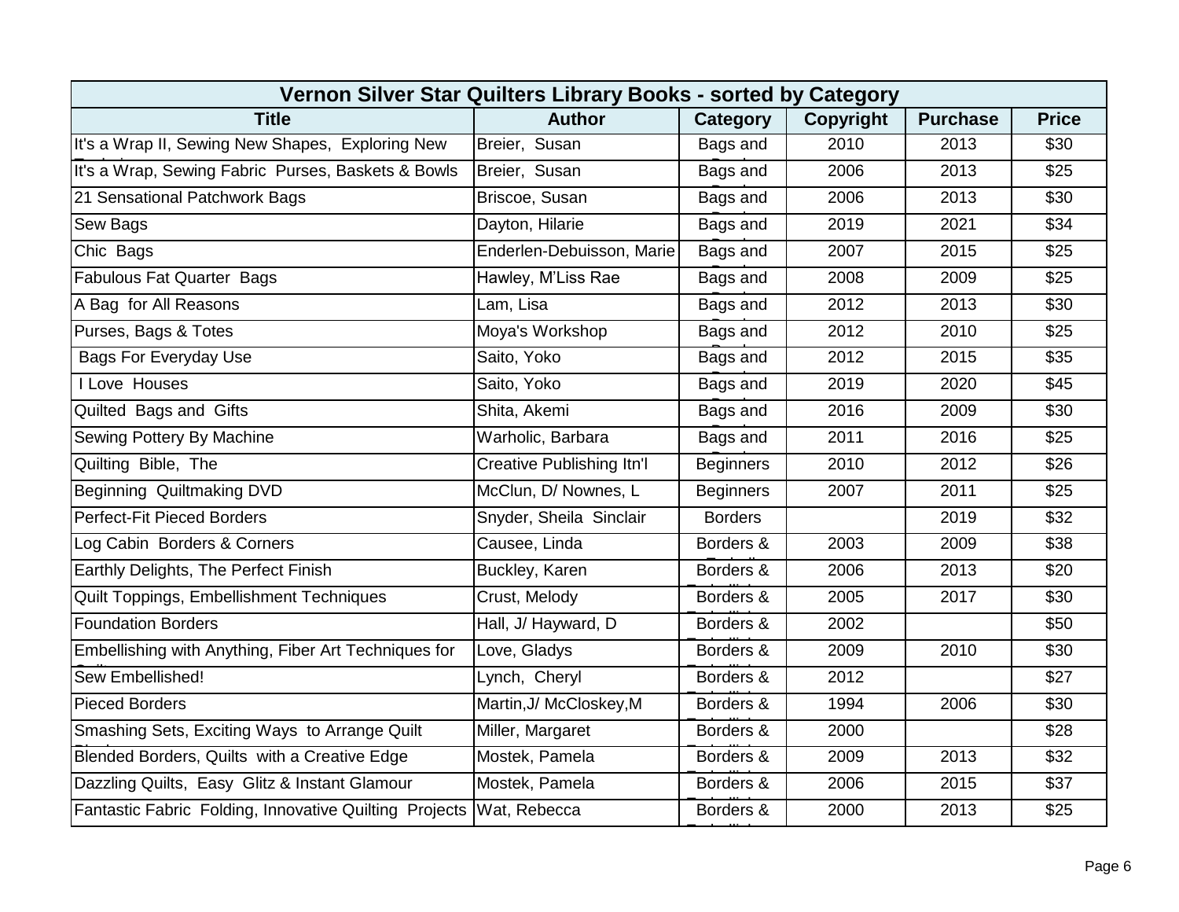| Vernon Silver Star Quilters Library Books - sorted by Category | | | | | |
|---|---|---|---|---|---|
| **Title** | **Author** | **Category** | **Copyright** | **Purchase** | **Price** |
| It's a Wrap II, Sewing New Shapes, Exploring New | Breier, Susan | Bags and | 2010 | 2013 | $30 |
| It's a Wrap, Sewing Fabric Purses, Baskets & Bowls | Breier, Susan | Bags and | 2006 | 2013 | $25 |
| 21 Sensational Patchwork Bags | Briscoe, Susan | Bags and | 2006 | 2013 | $30 |
| Sew Bags | Dayton, Hilarie | Bags and | 2019 | 2021 | $34 |
| Chic Bags | Enderlen-Debuisson, Marie | Bags and | 2007 | 2015 | $25 |
| Fabulous Fat Quarter Bags | Hawley, M'Liss Rae | Bags and | 2008 | 2009 | $25 |
| A Bag for All Reasons | Lam, Lisa | Bags and | 2012 | 2013 | $30 |
| Purses, Bags & Totes | Moya's Workshop | Bags and | 2012 | 2010 | $25 |
| Bags For Everyday Use | Saito, Yoko | Bags and | 2012 | 2015 | $35 |
| I Love Houses | Saito, Yoko | Bags and | 2019 | 2020 | $45 |
| Quilted Bags and Gifts | Shita, Akemi | Bags and | 2016 | 2009 | $30 |
| Sewing Pottery By Machine | Warholic, Barbara | Bags and | 2011 | 2016 | $25 |
| Quilting Bible, The | Creative Publishing Itn'l | Beginners | 2010 | 2012 | $26 |
| Beginning Quiltmaking DVD | McClun, D/ Nownes, L | Beginners | 2007 | 2011 | $25 |
| Perfect-Fit Pieced Borders | Snyder, Sheila Sinclair | Borders | | 2019 | $32 |
| Log Cabin Borders & Corners | Causee, Linda | Borders & | 2003 | 2009 | $38 |
| Earthly Delights, The Perfect Finish | Buckley, Karen | Borders & | 2006 | 2013 | $20 |
| Quilt Toppings, Embellishment Techniques | Crust, Melody | Borders & | 2005 | 2017 | $30 |
| Foundation Borders | Hall, J/ Hayward, D | Borders & | 2002 | | $50 |
| Embellishing with Anything, Fiber Art Techniques for | Love, Gladys | Borders & | 2009 | 2010 | $30 |
| Sew Embellished! | Lynch, Cheryl | Borders & | 2012 | | $27 |
| Pieced Borders | Martin,J/ McCloskey,M | Borders & | 1994 | 2006 | $30 |
| Smashing Sets, Exciting Ways to Arrange Quilt | Miller, Margaret | Borders & | 2000 | | $28 |
| Blended Borders, Quilts with a Creative Edge | Mostek, Pamela | Borders & | 2009 | 2013 | $32 |
| Dazzling Quilts, Easy Glitz & Instant Glamour | Mostek, Pamela | Borders & | 2006 | 2015 | $37 |
| Fantastic Fabric Folding, Innovative Quilting Projects | Wat, Rebecca | Borders & | 2000 | 2013 | $25 |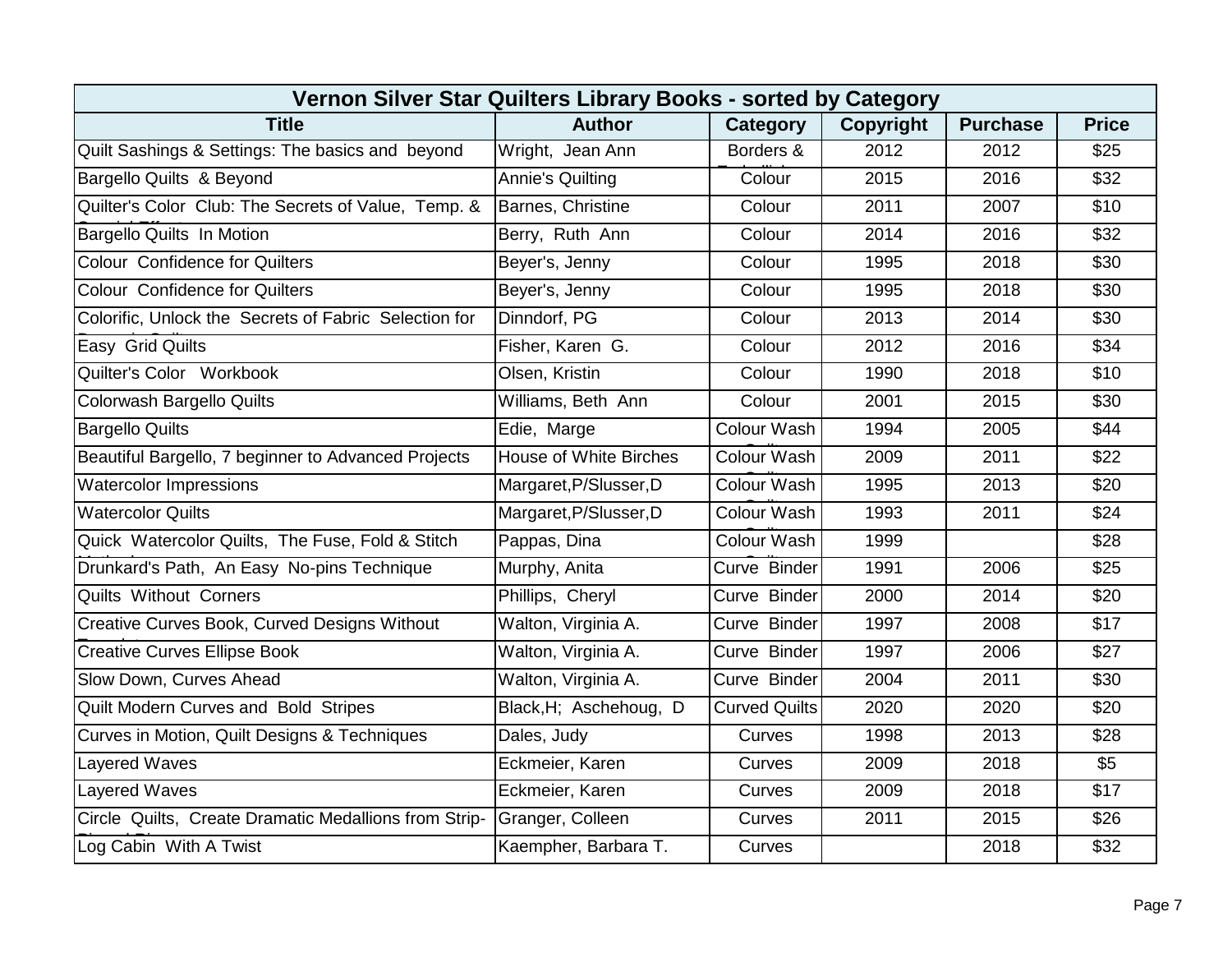| Vernon Silver Star Quilters Library Books - sorted by Category | | | | | |
|---|---|---|---|---|---|
| **Title** | **Author** | **Category** | **Copyright** | **Purchase** | **Price** |
| Quilt Sashings & Settings: The basics and beyond | Wright, Jean Ann | Borders & | 2012 | 2012 | $25 |
| Bargello Quilts & Beyond | Annie's Quilting | Colour | 2015 | 2016 | $32 |
| Quilter's Color Club: The Secrets of Value, Temp. & | Barnes, Christine | Colour | 2011 | 2007 | $10 |
| Bargello Quilts In Motion | Berry, Ruth Ann | Colour | 2014 | 2016 | $32 |
| Colour Confidence for Quilters | Beyer's, Jenny | Colour | 1995 | 2018 | $30 |
| Colour Confidence for Quilters | Beyer's, Jenny | Colour | 1995 | 2018 | $30 |
| Colorific, Unlock the Secrets of Fabric Selection for | Dinndorf, PG | Colour | 2013 | 2014 | $30 |
| Easy Grid Quilts | Fisher, Karen G. | Colour | 2012 | 2016 | $34 |
| Quilter's Color Workbook | Olsen, Kristin | Colour | 1990 | 2018 | $10 |
| Colorwash Bargello Quilts | Williams, Beth Ann | Colour | 2001 | 2015 | $30 |
| Bargello Quilts | Edie, Marge | Colour Wash | 1994 | 2005 | $44 |
| Beautiful Bargello, 7 beginner to Advanced Projects | House of White Birches | Colour Wash | 2009 | 2011 | $22 |
| Watercolor Impressions | Margaret,P/Slusser,D | Colour Wash | 1995 | 2013 | $20 |
| Watercolor Quilts | Margaret,P/Slusser,D | Colour Wash | 1993 | 2011 | $24 |
| Quick Watercolor Quilts, The Fuse, Fold & Stitch | Pappas, Dina | Colour Wash | 1999 | | $28 |
| Drunkard's Path, An Easy No-pins Technique | Murphy, Anita | Curve Binder | 1991 | 2006 | $25 |
| Quilts Without Corners | Phillips, Cheryl | Curve Binder | 2000 | 2014 | $20 |
| Creative Curves Book, Curved Designs Without | Walton, Virginia A. | Curve Binder | 1997 | 2008 | $17 |
| Creative Curves Ellipse Book | Walton, Virginia A. | Curve Binder | 1997 | 2006 | $27 |
| Slow Down, Curves Ahead | Walton, Virginia A. | Curve Binder | 2004 | 2011 | $30 |
| Quilt Modern Curves and Bold Stripes | Black,H; Aschehoug, D | Curved Quilts | 2020 | 2020 | $20 |
| Curves in Motion, Quilt Designs & Techniques | Dales, Judy | Curves | 1998 | 2013 | $28 |
| Layered Waves | Eckmeier, Karen | Curves | 2009 | 2018 | $5 |
| Layered Waves | Eckmeier, Karen | Curves | 2009 | 2018 | $17 |
| Circle Quilts, Create Dramatic Medallions from Strip- | Granger, Colleen | Curves | 2011 | 2015 | $26 |
| Log Cabin With A Twist | Kaempher, Barbara T. | Curves | | 2018 | $32 |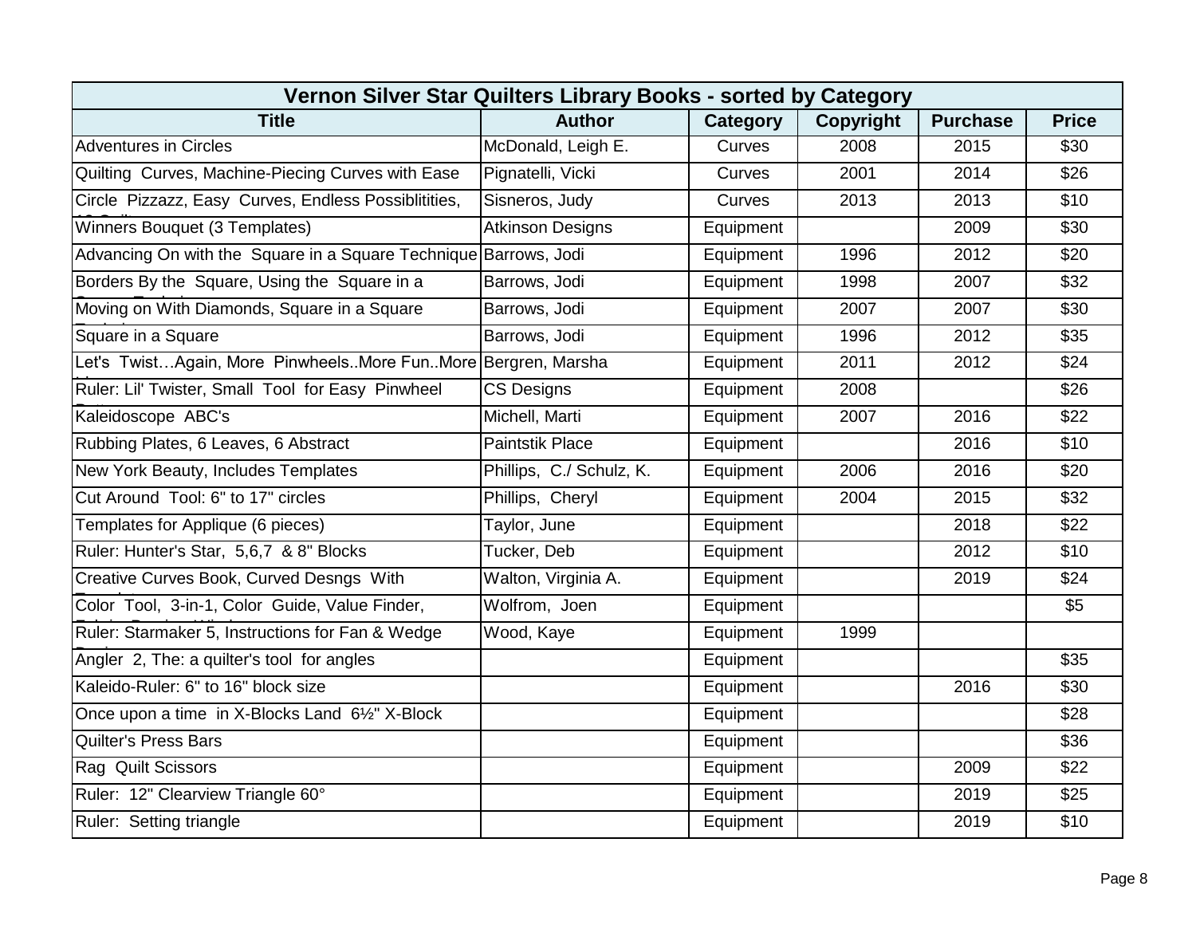| Vernon Silver Star Quilters Library Books - sorted by Category | | | | | |
|---|---|---|---|---|---|
| **Title** | **Author** | **Category** | **Copyright** | **Purchase** | **Price** |
| Adventures in Circles | McDonald, Leigh E. | Curves | 2008 | 2015 | $30 |
| Quilting Curves, Machine-Piecing Curves with Ease | Pignatelli, Vicki | Curves | 2001 | 2014 | $26 |
| Circle Pizzazz, Easy Curves, Endless Possiblitities, | Sisneros, Judy | Curves | 2013 | 2013 | $10 |
| Winners Bouquet (3 Templates) | Atkinson Designs | Equipment | | 2009 | $30 |
| Advancing On with the Square in a Square Technique | Barrows, Jodi | Equipment | 1996 | 2012 | $20 |
| Borders By the Square, Using the Square in a | Barrows, Jodi | Equipment | 1998 | 2007 | $32 |
| Moving on With Diamonds, Square in a Square | Barrows, Jodi | Equipment | 2007 | 2007 | $30 |
| Square in a Square | Barrows, Jodi | Equipment | 1996 | 2012 | $35 |
| Let's Twist…Again, More Pinwheels..More Fun..More | Bergren, Marsha | Equipment | 2011 | 2012 | $24 |
| Ruler: Lil' Twister, Small Tool for Easy Pinwheel | CS Designs | Equipment | 2008 | | $26 |
| Kaleidoscope ABC's | Michell, Marti | Equipment | 2007 | 2016 | $22 |
| Rubbing Plates, 6 Leaves, 6 Abstract | Paintstik Place | Equipment | | 2016 | $10 |
| New York Beauty, Includes Templates | Phillips, C./ Schulz, K. | Equipment | 2006 | 2016 | $20 |
| Cut Around Tool: 6" to 17" circles | Phillips, Cheryl | Equipment | 2004 | 2015 | $32 |
| Templates for Applique (6 pieces) | Taylor, June | Equipment | | 2018 | $22 |
| Ruler: Hunter's Star, 5,6,7 & 8" Blocks | Tucker, Deb | Equipment | | 2012 | $10 |
| Creative Curves Book, Curved Desngs With | Walton, Virginia A. | Equipment | | 2019 | $24 |
| Color Tool, 3-in-1, Color Guide, Value Finder, | Wolfrom, Joen | Equipment | | | $5 |
| Ruler: Starmaker 5, Instructions for Fan & Wedge | Wood, Kaye | Equipment | 1999 | | |
| Angler 2, The: a quilter's tool for angles | | Equipment | | | $35 |
| Kaleido-Ruler: 6" to 16" block size | | Equipment | | 2016 | $30 |
| Once upon a time in X-Blocks Land 6½" X-Block | | Equipment | | | $28 |
| Quilter's Press Bars | | Equipment | | | $36 |
| Rag Quilt Scissors | | Equipment | | 2009 | $22 |
| Ruler: 12" Clearview Triangle 60° | | Equipment | | 2019 | $25 |
| Ruler: Setting triangle | | Equipment | | 2019 | $10 |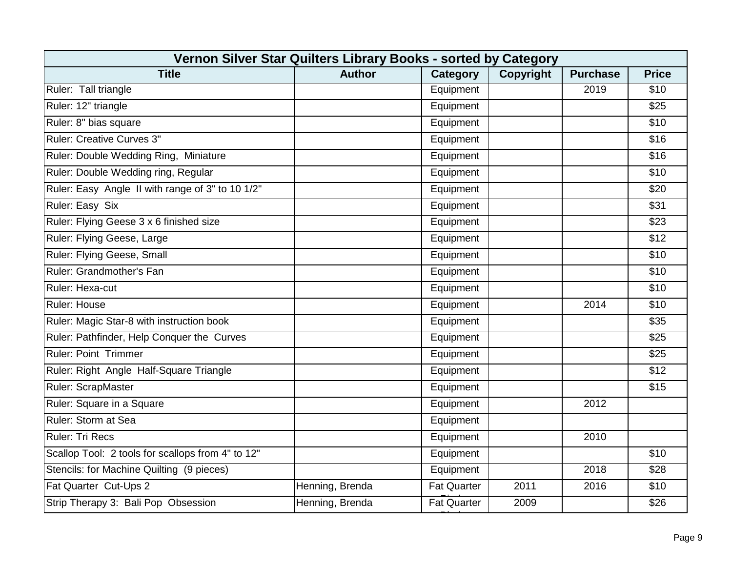| Vernon Silver Star Quilters Library Books - sorted by Category | | | | | |
|---|---|---|---|---|---|
| **Title** | **Author** | **Category** | **Copyright** | **Purchase** | **Price** |
| Ruler:  Tall triangle | | Equipment | | 2019 | $10 |
| Ruler: 12" triangle | | Equipment | | | $25 |
| Ruler: 8" bias square | | Equipment | | | $10 |
| Ruler: Creative Curves 3" | | Equipment | | | $16 |
| Ruler: Double Wedding Ring,  Miniature | | Equipment | | | $16 |
| Ruler: Double Wedding ring, Regular | | Equipment | | | $10 |
| Ruler: Easy  Angle  II with range of 3" to 10 1/2" | | Equipment | | | $20 |
| Ruler: Easy  Six | | Equipment | | | $31 |
| Ruler: Flying Geese 3 x 6 finished size | | Equipment | | | $23 |
| Ruler: Flying Geese, Large | | Equipment | | | $12 |
| Ruler: Flying Geese, Small | | Equipment | | | $10 |
| Ruler: Grandmother's Fan | | Equipment | | | $10 |
| Ruler: Hexa-cut | | Equipment | | | $10 |
| Ruler: House | | Equipment | | 2014 | $10 |
| Ruler: Magic Star-8 with instruction book | | Equipment | | | $35 |
| Ruler: Pathfinder, Help Conquer the  Curves | | Equipment | | | $25 |
| Ruler: Point  Trimmer | | Equipment | | | $25 |
| Ruler: Right  Angle  Half-Square Triangle | | Equipment | | | $12 |
| Ruler: ScrapMaster | | Equipment | | | $15 |
| Ruler: Square in a Square | | Equipment | | 2012 | |
| Ruler: Storm at Sea | | Equipment | | | |
| Ruler: Tri Recs | | Equipment | | 2010 | |
| Scallop Tool:  2 tools for scallops from 4" to 12" | | Equipment | | | $10 |
| Stencils: for Machine Quilting  (9 pieces) | | Equipment | | 2018 | $28 |
| Fat Quarter  Cut-Ups 2 | Henning, Brenda | Fat Quarter | 2011 | 2016 | $10 |
| Strip Therapy 3:  Bali Pop  Obsession | Henning, Brenda | Fat Quarter | 2009 | | $26 |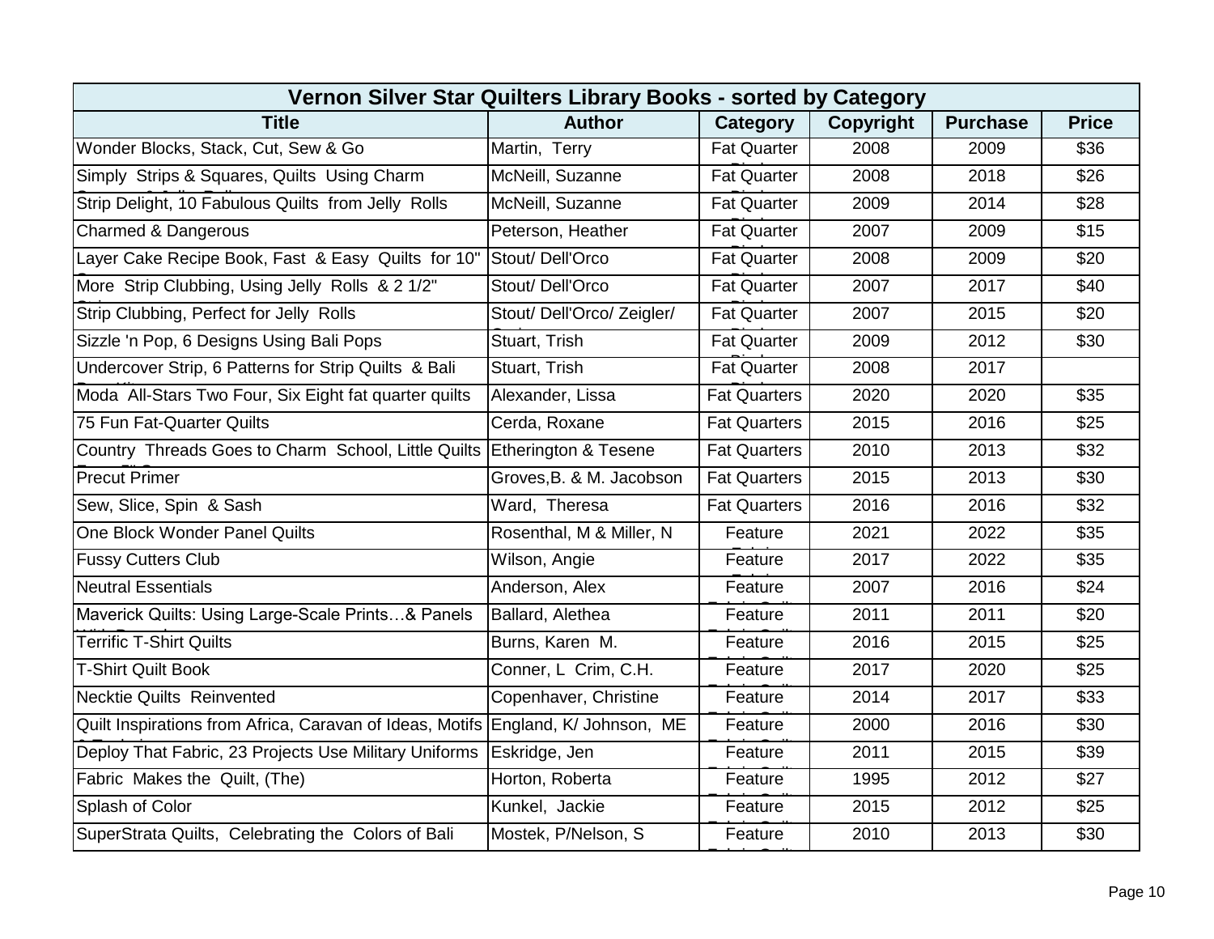| Vernon Silver Star Quilters Library Books - sorted by Category | | | | | |
|---|---|---|---|---|---|
| **Title** | **Author** | **Category** | **Copyright** | **Purchase** | **Price** |
| Wonder Blocks, Stack, Cut, Sew & Go | Martin, Terry | Fat Quarter | 2008 | 2009 | $36 |
| Simply Strips & Squares, Quilts Using Charm | McNeill, Suzanne | Fat Quarter | 2008 | 2018 | $26 |
| Strip Delight, 10 Fabulous Quilts from Jelly Rolls | McNeill, Suzanne | Fat Quarter | 2009 | 2014 | $28 |
| Charmed & Dangerous | Peterson, Heather | Fat Quarter | 2007 | 2009 | $15 |
| Layer Cake Recipe Book, Fast & Easy Quilts for 10" | Stout/ Dell'Orco | Fat Quarter | 2008 | 2009 | $20 |
| More Strip Clubbing, Using Jelly Rolls & 2 1/2" | Stout/ Dell'Orco | Fat Quarter | 2007 | 2017 | $40 |
| Strip Clubbing, Perfect for Jelly Rolls | Stout/ Dell'Orco/ Zeigler/ | Fat Quarter | 2007 | 2015 | $20 |
| Sizzle 'n Pop, 6 Designs Using Bali Pops | Stuart, Trish | Fat Quarter | 2009 | 2012 | $30 |
| Undercover Strip, 6 Patterns for Strip Quilts & Bali | Stuart, Trish | Fat Quarter | 2008 | 2017 | |
| Moda All-Stars Two Four, Six Eight fat quarter quilts | Alexander, Lissa | Fat Quarters | 2020 | 2020 | $35 |
| 75 Fun Fat-Quarter Quilts | Cerda, Roxane | Fat Quarters | 2015 | 2016 | $25 |
| Country Threads Goes to Charm School, Little Quilts | Etherington & Tesene | Fat Quarters | 2010 | 2013 | $32 |
| Precut Primer | Groves,B. & M. Jacobson | Fat Quarters | 2015 | 2013 | $30 |
| Sew, Slice, Spin & Sash | Ward, Theresa | Fat Quarters | 2016 | 2016 | $32 |
| One Block Wonder Panel Quilts | Rosenthal, M & Miller, N | Feature | 2021 | 2022 | $35 |
| Fussy Cutters Club | Wilson, Angie | Feature | 2017 | 2022 | $35 |
| Neutral Essentials | Anderson, Alex | Feature | 2007 | 2016 | $24 |
| Maverick Quilts: Using Large-Scale Prints…& Panels | Ballard, Alethea | Feature | 2011 | 2011 | $20 |
| Terrific T-Shirt Quilts | Burns, Karen M. | Feature | 2016 | 2015 | $25 |
| T-Shirt Quilt Book | Conner, L Crim, C.H. | Feature | 2017 | 2020 | $25 |
| Necktie Quilts Reinvented | Copenhaver, Christine | Feature | 2014 | 2017 | $33 |
| Quilt Inspirations from Africa, Caravan of Ideas, Motifs | England, K/ Johnson, ME | Feature | 2000 | 2016 | $30 |
| Deploy That Fabric, 23 Projects Use Military Uniforms | Eskridge, Jen | Feature | 2011 | 2015 | $39 |
| Fabric Makes the Quilt, (The) | Horton, Roberta | Feature | 1995 | 2012 | $27 |
| Splash of Color | Kunkel, Jackie | Feature | 2015 | 2012 | $25 |
| SuperStrata Quilts, Celebrating the Colors of Bali | Mostek, P/Nelson, S | Feature | 2010 | 2013 | $30 |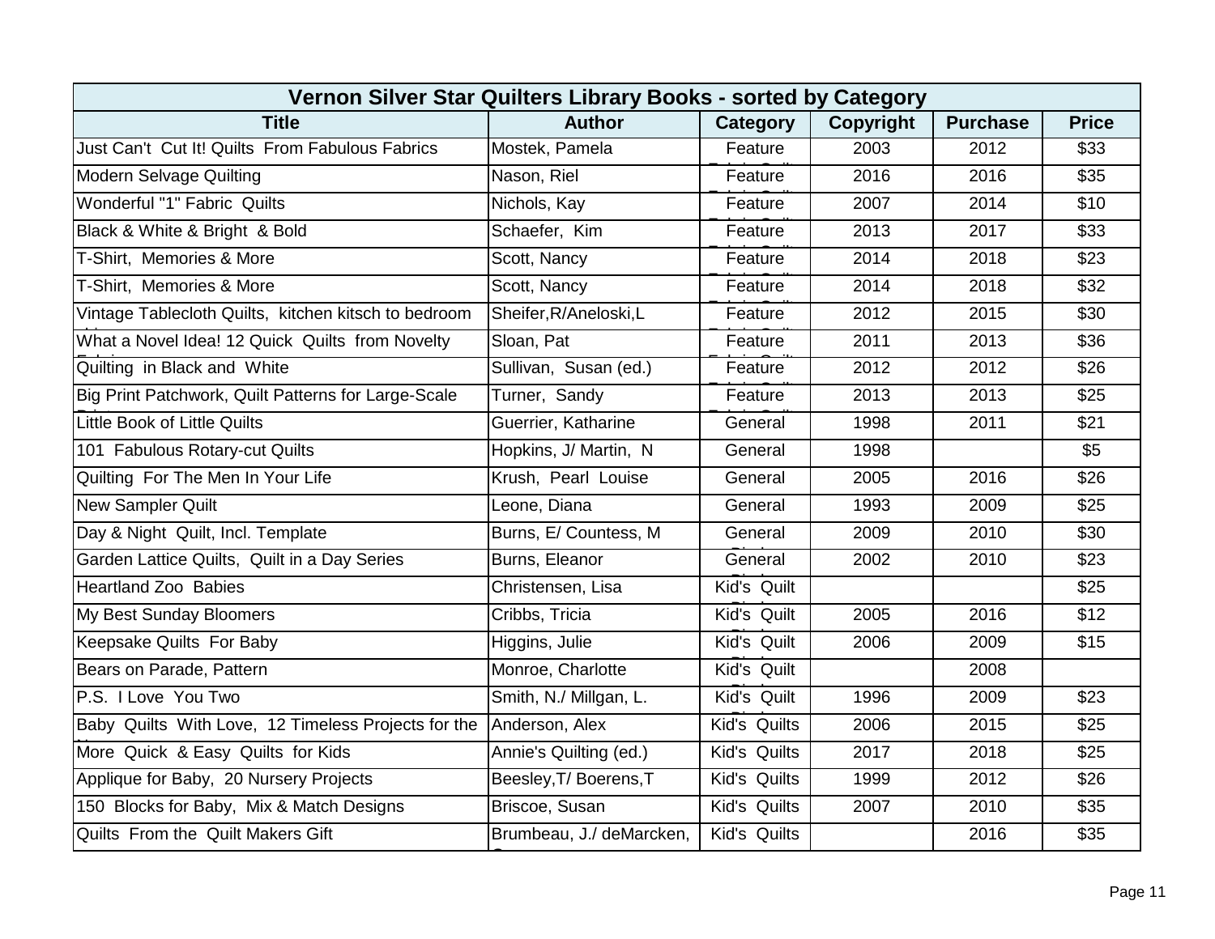| Vernon Silver Star Quilters Library Books - sorted by Category | | | | | |
|---|---|---|---|---|---|
| **Title** | **Author** | **Category** | **Copyright** | **Purchase** | **Price** |
| Just Can't Cut It! Quilts From Fabulous Fabrics | Mostek, Pamela | Feature | 2003 | 2012 | $33 |
| Modern Selvage Quilting | Nason, Riel | Feature | 2016 | 2016 | $35 |
| Wonderful "1" Fabric Quilts | Nichols, Kay | Feature | 2007 | 2014 | $10 |
| Black & White & Bright & Bold | Schaefer, Kim | Feature | 2013 | 2017 | $33 |
| T-Shirt, Memories & More | Scott, Nancy | Feature | 2014 | 2018 | $23 |
| T-Shirt, Memories & More | Scott, Nancy | Feature | 2014 | 2018 | $32 |
| Vintage Tablecloth Quilts, kitchen kitsch to bedroom | Sheifer,R/Aneloski,L | Feature | 2012 | 2015 | $30 |
| What a Novel Idea! 12 Quick Quilts from Novelty | Sloan, Pat | Feature | 2011 | 2013 | $36 |
| Quilting in Black and White | Sullivan, Susan (ed.) | Feature | 2012 | 2012 | $26 |
| Big Print Patchwork, Quilt Patterns for Large-Scale | Turner, Sandy | Feature | 2013 | 2013 | $25 |
| Little Book of Little Quilts | Guerrier, Katharine | General | 1998 | 2011 | $21 |
| 101 Fabulous Rotary-cut Quilts | Hopkins, J/ Martin, N | General | 1998 | | $5 |
| Quilting For The Men In Your Life | Krush, Pearl Louise | General | 2005 | 2016 | $26 |
| New Sampler Quilt | Leone, Diana | General | 1993 | 2009 | $25 |
| Day & Night Quilt, Incl. Template | Burns, E/ Countess, M | General | 2009 | 2010 | $30 |
| Garden Lattice Quilts, Quilt in a Day Series | Burns, Eleanor | General | 2002 | 2010 | $23 |
| Heartland Zoo Babies | Christensen, Lisa | Kid's Quilt | | | $25 |
| My Best Sunday Bloomers | Cribbs, Tricia | Kid's Quilt | 2005 | 2016 | $12 |
| Keepsake Quilts For Baby | Higgins, Julie | Kid's Quilt | 2006 | 2009 | $15 |
| Bears on Parade, Pattern | Monroe, Charlotte | Kid's Quilt | | 2008 | |
| P.S. I Love You Two | Smith, N./ Millgan, L. | Kid's Quilt | 1996 | 2009 | $23 |
| Baby Quilts With Love, 12 Timeless Projects for the | Anderson, Alex | Kid's Quilts | 2006 | 2015 | $25 |
| More Quick & Easy Quilts for Kids | Annie's Quilting (ed.) | Kid's Quilts | 2017 | 2018 | $25 |
| Applique for Baby, 20 Nursery Projects | Beesley,T/ Boerens,T | Kid's Quilts | 1999 | 2012 | $26 |
| 150 Blocks for Baby, Mix & Match Designs | Briscoe, Susan | Kid's Quilts | 2007 | 2010 | $35 |
| Quilts From the Quilt Makers Gift | Brumbeau, J./ deMarcken, | Kid's Quilts | | 2016 | $35 |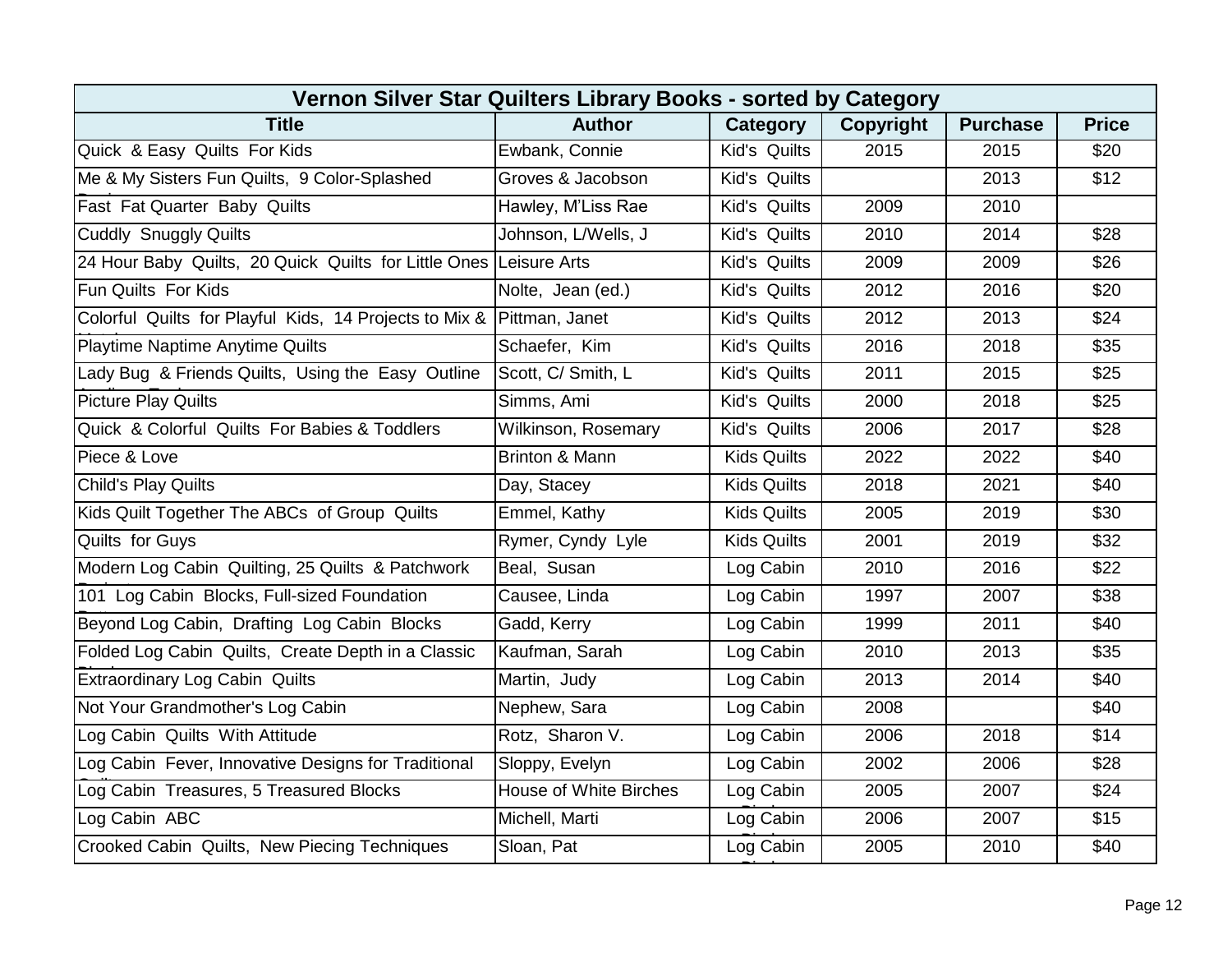| Vernon Silver Star Quilters Library Books - sorted by Category | | | | | |
|---|---|---|---|---|---|
| **Title** | **Author** | **Category** | **Copyright** | **Purchase** | **Price** |
| Quick & Easy Quilts For Kids | Ewbank, Connie | Kid's Quilts | 2015 | 2015 | $20 |
| Me & My Sisters Fun Quilts, 9 Color-Splashed | Groves & Jacobson | Kid's Quilts | | 2013 | $12 |
| Fast Fat Quarter Baby Quilts | Hawley, M'Liss Rae | Kid's Quilts | 2009 | 2010 | |
| Cuddly Snuggly Quilts | Johnson, L/Wells, J | Kid's Quilts | 2010 | 2014 | $28 |
| 24 Hour Baby Quilts, 20 Quick Quilts for Little Ones | Leisure Arts | Kid's Quilts | 2009 | 2009 | $26 |
| Fun Quilts For Kids | Nolte, Jean (ed.) | Kid's Quilts | 2012 | 2016 | $20 |
| Colorful Quilts for Playful Kids, 14 Projects to Mix & | Pittman, Janet | Kid's Quilts | 2012 | 2013 | $24 |
| Playtime Naptime Anytime Quilts | Schaefer, Kim | Kid's Quilts | 2016 | 2018 | $35 |
| Lady Bug & Friends Quilts, Using the Easy Outline | Scott, C/ Smith, L | Kid's Quilts | 2011 | 2015 | $25 |
| Picture Play Quilts | Simms, Ami | Kid's Quilts | 2000 | 2018 | $25 |
| Quick & Colorful Quilts For Babies & Toddlers | Wilkinson, Rosemary | Kid's Quilts | 2006 | 2017 | $28 |
| Piece & Love | Brinton & Mann | Kids Quilts | 2022 | 2022 | $40 |
| Child's Play Quilts | Day, Stacey | Kids Quilts | 2018 | 2021 | $40 |
| Kids Quilt Together The ABCs of Group Quilts | Emmel, Kathy | Kids Quilts | 2005 | 2019 | $30 |
| Quilts for Guys | Rymer, Cyndy Lyle | Kids Quilts | 2001 | 2019 | $32 |
| Modern Log Cabin Quilting, 25 Quilts & Patchwork | Beal, Susan | Log Cabin | 2010 | 2016 | $22 |
| 101 Log Cabin Blocks, Full-sized Foundation | Causee, Linda | Log Cabin | 1997 | 2007 | $38 |
| Beyond Log Cabin, Drafting Log Cabin Blocks | Gadd, Kerry | Log Cabin | 1999 | 2011 | $40 |
| Folded Log Cabin Quilts, Create Depth in a Classic | Kaufman, Sarah | Log Cabin | 2010 | 2013 | $35 |
| Extraordinary Log Cabin Quilts | Martin, Judy | Log Cabin | 2013 | 2014 | $40 |
| Not Your Grandmother's Log Cabin | Nephew, Sara | Log Cabin | 2008 | | $40 |
| Log Cabin Quilts With Attitude | Rotz, Sharon V. | Log Cabin | 2006 | 2018 | $14 |
| Log Cabin Fever, Innovative Designs for Traditional | Sloppy, Evelyn | Log Cabin | 2002 | 2006 | $28 |
| Log Cabin Treasures, 5 Treasured Blocks | House of White Birches | Log Cabin | 2005 | 2007 | $24 |
| Log Cabin ABC | Michell, Marti | Log Cabin | 2006 | 2007 | $15 |
| Crooked Cabin Quilts, New Piecing Techniques | Sloan, Pat | Log Cabin | 2005 | 2010 | $40 |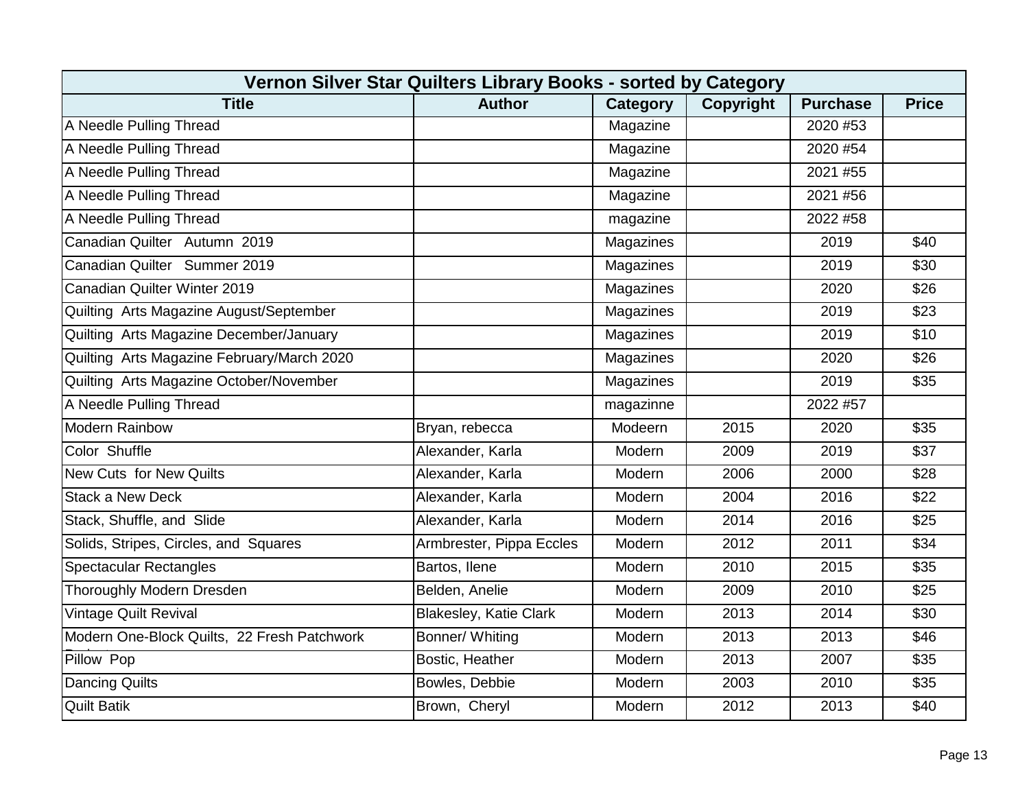| Vernon Silver Star Quilters Library Books - sorted by Category | | | | | |
|---|---|---|---|---|---|
| **Title** | **Author** | **Category** | **Copyright** | **Purchase** | **Price** |
| A Needle Pulling Thread | | Magazine | | 2020 #53 | |
| A Needle Pulling Thread | | Magazine | | 2020 #54 | |
| A Needle Pulling Thread | | Magazine | | 2021 #55 | |
| A Needle Pulling Thread | | Magazine | | 2021 #56 | |
| A Needle Pulling Thread | | magazine | | 2022 #58 | |
| Canadian Quilter Autumn 2019 | | Magazines | | 2019 | $40 |
| Canadian Quilter Summer 2019 | | Magazines | | 2019 | $30 |
| Canadian Quilter Winter 2019 | | Magazines | | 2020 | $26 |
| Quilting Arts Magazine August/September | | Magazines | | 2019 | $23 |
| Quilting Arts Magazine December/January | | Magazines | | 2019 | $10 |
| Quilting Arts Magazine February/March 2020 | | Magazines | | 2020 | $26 |
| Quilting Arts Magazine October/November | | Magazines | | 2019 | $35 |
| A Needle Pulling Thread | | magazinne | | 2022 #57 | |
| Modern Rainbow | Bryan, rebecca | Modeern | 2015 | 2020 | $35 |
| Color Shuffle | Alexander, Karla | Modern | 2009 | 2019 | $37 |
| New Cuts for New Quilts | Alexander, Karla | Modern | 2006 | 2000 | $28 |
| Stack a New Deck | Alexander, Karla | Modern | 2004 | 2016 | $22 |
| Stack, Shuffle, and Slide | Alexander, Karla | Modern | 2014 | 2016 | $25 |
| Solids, Stripes, Circles, and Squares | Armbrester, Pippa Eccles | Modern | 2012 | 2011 | $34 |
| Spectacular Rectangles | Bartos, Ilene | Modern | 2010 | 2015 | $35 |
| Thoroughly Modern Dresden | Belden, Anelie | Modern | 2009 | 2010 | $25 |
| Vintage Quilt Revival | Blakesley, Katie Clark | Modern | 2013 | 2014 | $30 |
| Modern One-Block Quilts, 22 Fresh Patchwork Projects | Bonner/ Whiting | Modern | 2013 | 2013 | $46 |
| Pillow Pop | Bostic, Heather | Modern | 2013 | 2007 | $35 |
| Dancing Quilts | Bowles, Debbie | Modern | 2003 | 2010 | $35 |
| Quilt Batik | Brown, Cheryl | Modern | 2012 | 2013 | $40 |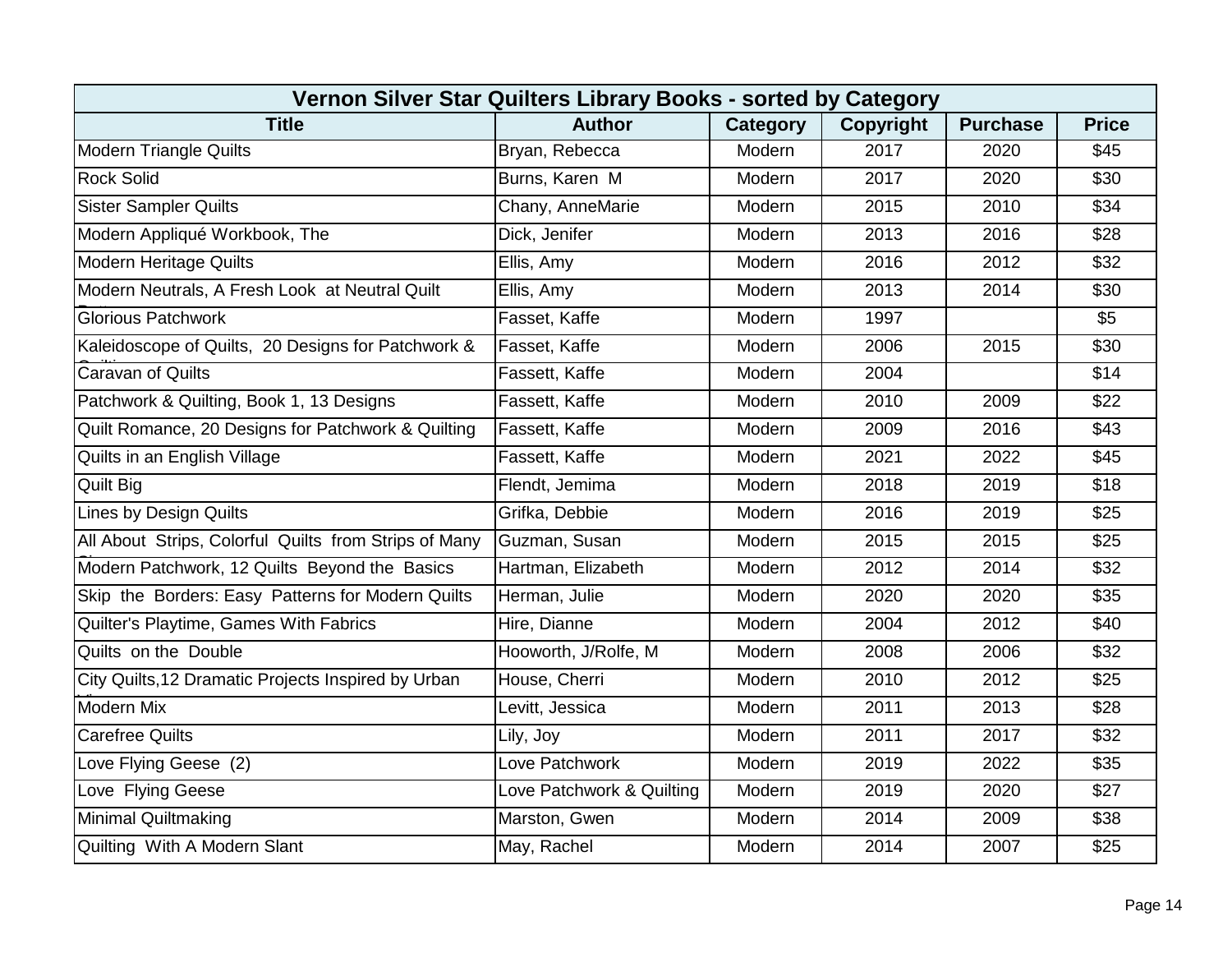| Vernon Silver Star Quilters Library Books - sorted by Category | | | | | |
|---|---|---|---|---|---|
| **Title** | **Author** | **Category** | **Copyright** | **Purchase** | **Price** |
| Modern Triangle Quilts | Bryan, Rebecca | Modern | 2017 | 2020 | $45 |
| Rock Solid | Burns, Karen M | Modern | 2017 | 2020 | $30 |
| Sister Sampler Quilts | Chany, AnneMarie | Modern | 2015 | 2010 | $34 |
| Modern Appliqué Workbook, The | Dick, Jenifer | Modern | 2013 | 2016 | $28 |
| Modern Heritage Quilts | Ellis, Amy | Modern | 2016 | 2012 | $32 |
| Modern Neutrals, A Fresh Look at Neutral Quilt | Ellis, Amy | Modern | 2013 | 2014 | $30 |
| Glorious Patchwork | Fasset, Kaffe | Modern | 1997 | | $5 |
| Kaleidoscope of Quilts, 20 Designs for Patchwork & | Fasset, Kaffe | Modern | 2006 | 2015 | $30 |
| Caravan of Quilts | Fassett, Kaffe | Modern | 2004 | | $14 |
| Patchwork & Quilting, Book 1, 13 Designs | Fassett, Kaffe | Modern | 2010 | 2009 | $22 |
| Quilt Romance, 20 Designs for Patchwork & Quilting | Fassett, Kaffe | Modern | 2009 | 2016 | $43 |
| Quilts in an English Village | Fassett, Kaffe | Modern | 2021 | 2022 | $45 |
| Quilt Big | Flendt, Jemima | Modern | 2018 | 2019 | $18 |
| Lines by Design Quilts | Grifka, Debbie | Modern | 2016 | 2019 | $25 |
| All About Strips, Colorful Quilts from Strips of Many | Guzman, Susan | Modern | 2015 | 2015 | $25 |
| Modern Patchwork, 12 Quilts Beyond the Basics | Hartman, Elizabeth | Modern | 2012 | 2014 | $32 |
| Skip the Borders: Easy Patterns for Modern Quilts | Herman, Julie | Modern | 2020 | 2020 | $35 |
| Quilter's Playtime, Games With Fabrics | Hire, Dianne | Modern | 2004 | 2012 | $40 |
| Quilts on the Double | Hooworth, J/Rolfe, M | Modern | 2008 | 2006 | $32 |
| City Quilts,12 Dramatic Projects Inspired by Urban | House, Cherri | Modern | 2010 | 2012 | $25 |
| Modern Mix | Levitt, Jessica | Modern | 2011 | 2013 | $28 |
| Carefree Quilts | Lily, Joy | Modern | 2011 | 2017 | $32 |
| Love Flying Geese (2) | Love Patchwork | Modern | 2019 | 2022 | $35 |
| Love Flying Geese | Love Patchwork & Quilting | Modern | 2019 | 2020 | $27 |
| Minimal Quiltmaking | Marston, Gwen | Modern | 2014 | 2009 | $38 |
| Quilting With A Modern Slant | May, Rachel | Modern | 2014 | 2007 | $25 |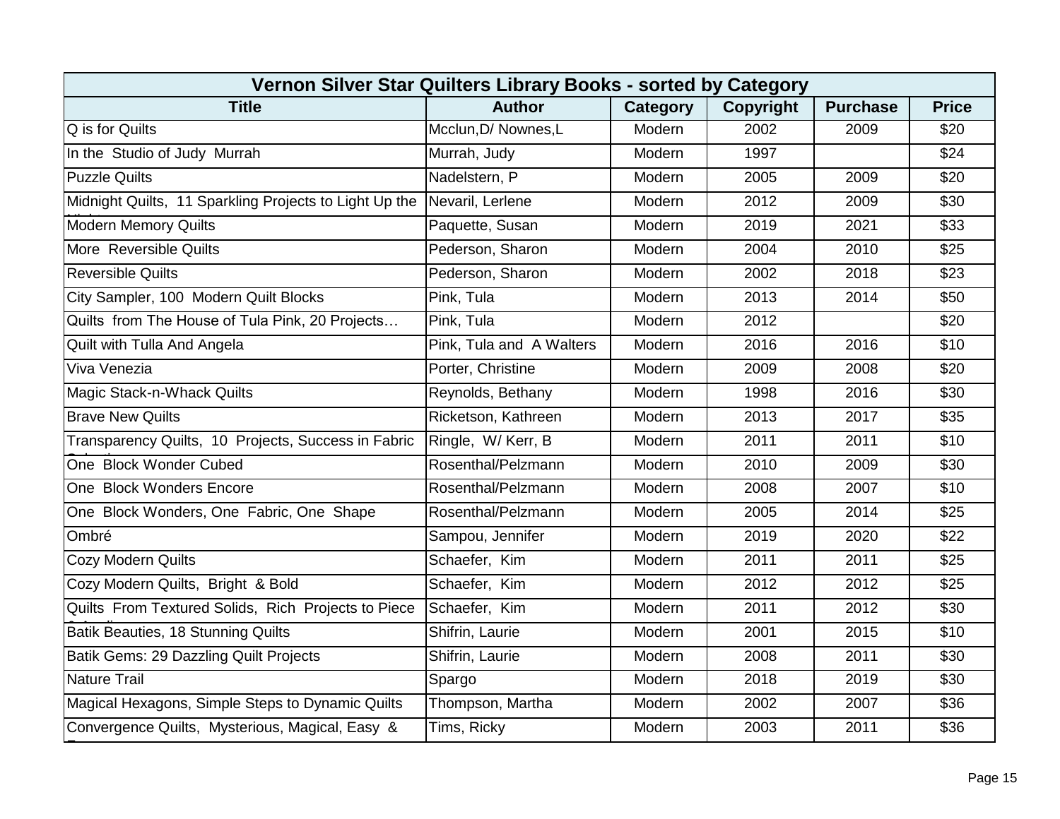| Vernon Silver Star Quilters Library Books - sorted by Category | | | | | |
|---|---|---|---|---|---|
| **Title** | **Author** | **Category** | **Copyright** | **Purchase** | **Price** |
| Q is for Quilts | Mcclun,D/ Nownes,L | Modern | 2002 | 2009 | $20 |
| In the Studio of Judy Murrah | Murrah, Judy | Modern | 1997 | | $24 |
| Puzzle Quilts | Nadelstern, P | Modern | 2005 | 2009 | $20 |
| Midnight Quilts, 11 Sparkling Projects to Light Up the Night | Nevaril, Lerlene | Modern | 2012 | 2009 | $30 |
| Modern Memory Quilts | Paquette, Susan | Modern | 2019 | 2021 | $33 |
| More Reversible Quilts | Pederson, Sharon | Modern | 2004 | 2010 | $25 |
| Reversible Quilts | Pederson, Sharon | Modern | 2002 | 2018 | $23 |
| City Sampler, 100 Modern Quilt Blocks | Pink, Tula | Modern | 2013 | 2014 | $50 |
| Quilts from The House of Tula Pink, 20 Projects… | Pink, Tula | Modern | 2012 | | $20 |
| Quilt with Tulla And Angela | Pink, Tula and A Walters | Modern | 2016 | 2016 | $10 |
| Viva Venezia | Porter, Christine | Modern | 2009 | 2008 | $20 |
| Magic Stack-n-Whack Quilts | Reynolds, Bethany | Modern | 1998 | 2016 | $30 |
| Brave New Quilts | Ricketson, Kathreen | Modern | 2013 | 2017 | $35 |
| Transparency Quilts, 10 Projects, Success in Fabric Selection | Ringle, W/ Kerr, B | Modern | 2011 | 2011 | $10 |
| One Block Wonder Cubed | Rosenthal/Pelzmann | Modern | 2010 | 2009 | $30 |
| One Block Wonders Encore | Rosenthal/Pelzmann | Modern | 2008 | 2007 | $10 |
| One Block Wonders, One Fabric, One Shape | Rosenthal/Pelzmann | Modern | 2005 | 2014 | $25 |
| Ombré | Sampou, Jennifer | Modern | 2019 | 2020 | $22 |
| Cozy Modern Quilts | Schaefer, Kim | Modern | 2011 | 2011 | $25 |
| Cozy Modern Quilts, Bright & Bold | Schaefer, Kim | Modern | 2012 | 2012 | $25 |
| Quilts From Textured Solids, Rich Projects to Piece & Applique | Schaefer, Kim | Modern | 2011 | 2012 | $30 |
| Batik Beauties, 18 Stunning Quilts | Shifrin, Laurie | Modern | 2001 | 2015 | $10 |
| Batik Gems: 29 Dazzling Quilt Projects | Shifrin, Laurie | Modern | 2008 | 2011 | $30 |
| Nature Trail | Spargo | Modern | 2018 | 2019 | $30 |
| Magical Hexagons, Simple Steps to Dynamic Quilts | Thompson, Martha | Modern | 2002 | 2007 | $36 |
| Convergence Quilts, Mysterious, Magical, Easy & Fun | Tims, Ricky | Modern | 2003 | 2011 | $36 |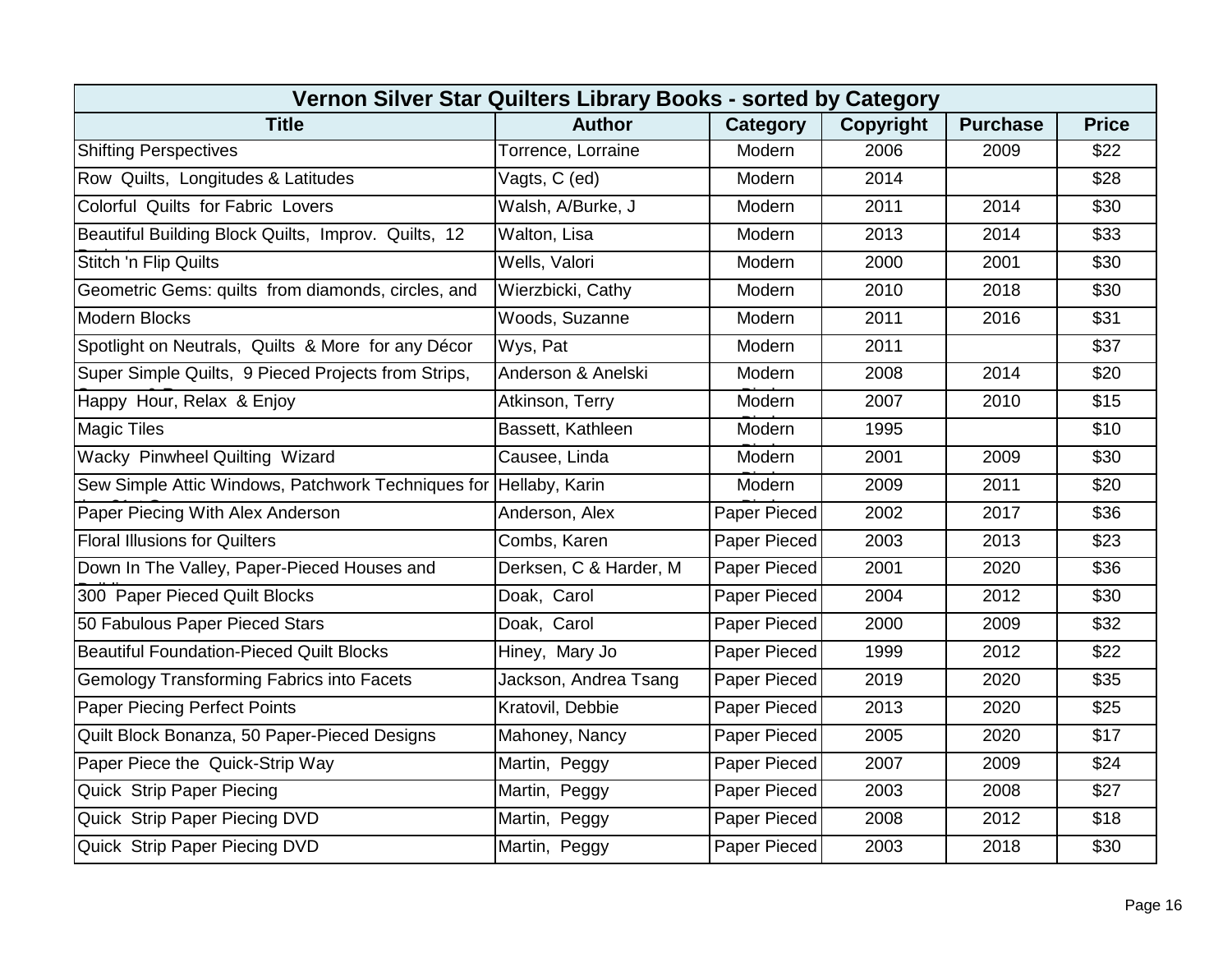| Vernon Silver Star Quilters Library Books - sorted by Category | | | | | |
|---|---|---|---|---|---|
| **Title** | **Author** | **Category** | **Copyright** | **Purchase** | **Price** |
| Shifting Perspectives | Torrence, Lorraine | Modern | 2006 | 2009 | $22 |
| Row Quilts, Longitudes & Latitudes | Vagts, C (ed) | Modern | 2014 | | $28 |
| Colorful Quilts for Fabric Lovers | Walsh, A/Burke, J | Modern | 2011 | 2014 | $30 |
| Beautiful Building Block Quilts, Improv. Quilts, 12 | Walton, Lisa | Modern | 2013 | 2014 | $33 |
| Stitch 'n Flip Quilts | Wells, Valori | Modern | 2000 | 2001 | $30 |
| Geometric Gems: quilts from diamonds, circles, and | Wierzbicki, Cathy | Modern | 2010 | 2018 | $30 |
| Modern Blocks | Woods, Suzanne | Modern | 2011 | 2016 | $31 |
| Spotlight on Neutrals, Quilts & More for any Décor | Wys, Pat | Modern | 2011 | | $37 |
| Super Simple Quilts, 9 Pieced Projects from Strips, | Anderson & Anelski | Modern | 2008 | 2014 | $20 |
| Happy Hour, Relax & Enjoy | Atkinson, Terry | Modern | 2007 | 2010 | $15 |
| Magic Tiles | Bassett, Kathleen | Modern | 1995 | | $10 |
| Wacky Pinwheel Quilting Wizard | Causee, Linda | Modern | 2001 | 2009 | $30 |
| Sew Simple Attic Windows, Patchwork Techniques for | Hellaby, Karin | Modern | 2009 | 2011 | $20 |
| Paper Piecing With Alex Anderson | Anderson, Alex | Paper Pieced | 2002 | 2017 | $36 |
| Floral Illusions for Quilters | Combs, Karen | Paper Pieced | 2003 | 2013 | $23 |
| Down In The Valley, Paper-Pieced Houses and | Derksen, C & Harder, M | Paper Pieced | 2001 | 2020 | $36 |
| 300 Paper Pieced Quilt Blocks | Doak, Carol | Paper Pieced | 2004 | 2012 | $30 |
| 50 Fabulous Paper Pieced Stars | Doak, Carol | Paper Pieced | 2000 | 2009 | $32 |
| Beautiful Foundation-Pieced Quilt Blocks | Hiney, Mary Jo | Paper Pieced | 1999 | 2012 | $22 |
| Gemology Transforming Fabrics into Facets | Jackson, Andrea Tsang | Paper Pieced | 2019 | 2020 | $35 |
| Paper Piecing Perfect Points | Kratovil, Debbie | Paper Pieced | 2013 | 2020 | $25 |
| Quilt Block Bonanza, 50 Paper-Pieced Designs | Mahoney, Nancy | Paper Pieced | 2005 | 2020 | $17 |
| Paper Piece the Quick-Strip Way | Martin, Peggy | Paper Pieced | 2007 | 2009 | $24 |
| Quick Strip Paper Piecing | Martin, Peggy | Paper Pieced | 2003 | 2008 | $27 |
| Quick Strip Paper Piecing DVD | Martin, Peggy | Paper Pieced | 2008 | 2012 | $18 |
| Quick Strip Paper Piecing DVD | Martin, Peggy | Paper Pieced | 2003 | 2018 | $30 |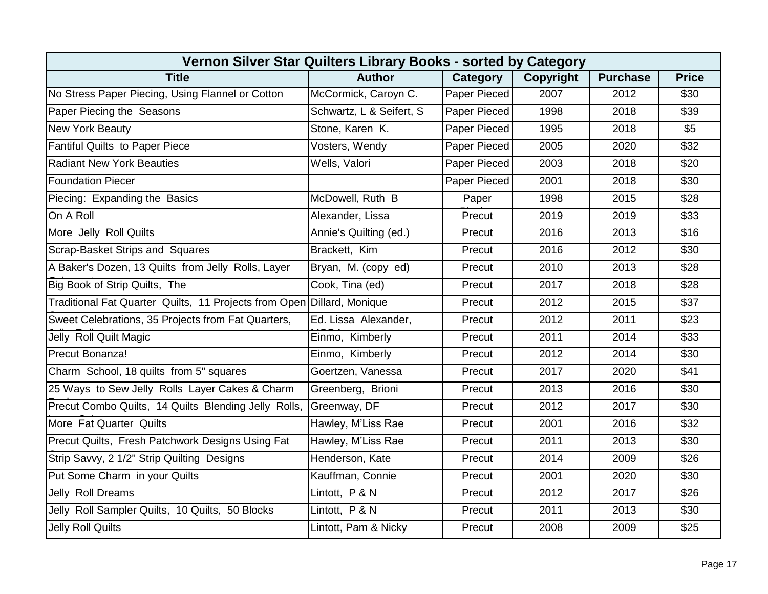| Vernon Silver Star Quilters Library Books - sorted by Category | | | | | |
|---|---|---|---|---|---|
| **Title** | **Author** | **Category** | **Copyright** | **Purchase** | **Price** |
| No Stress Paper Piecing, Using Flannel or Cotton | McCormick, Caroyn C. | Paper Pieced | 2007 | 2012 | $30 |
| Paper Piecing the Seasons | Schwartz, L & Seifert, S | Paper Pieced | 1998 | 2018 | $39 |
| New York Beauty | Stone, Karen K. | Paper Pieced | 1995 | 2018 | $5 |
| Fantiful Quilts to Paper Piece | Vosters, Wendy | Paper Pieced | 2005 | 2020 | $32 |
| Radiant New York Beauties | Wells, Valori | Paper Pieced | 2003 | 2018 | $20 |
| Foundation Piecer | | Paper Pieced | 2001 | 2018 | $30 |
| Piecing: Expanding the Basics | McDowell, Ruth B | Paper | 1998 | 2015 | $28 |
| On A Roll | Alexander, Lissa | Precut | 2019 | 2019 | $33 |
| More Jelly Roll Quilts | Annie's Quilting (ed.) | Precut | 2016 | 2013 | $16 |
| Scrap-Basket Strips and Squares | Brackett, Kim | Precut | 2016 | 2012 | $30 |
| A Baker's Dozen, 13 Quilts from Jelly Rolls, Layer | Bryan, M. (copy ed) | Precut | 2010 | 2013 | $28 |
| Big Book of Strip Quilts, The | Cook, Tina (ed) | Precut | 2017 | 2018 | $28 |
| Traditional Fat Quarter Quilts, 11 Projects from Open | Dillard, Monique | Precut | 2012 | 2015 | $37 |
| Sweet Celebrations, 35 Projects from Fat Quarters, | Ed. Lissa Alexander, | Precut | 2012 | 2011 | $23 |
| Jelly Roll Quilt Magic | Einmo, Kimberly | Precut | 2011 | 2014 | $33 |
| Precut Bonanza! | Einmo, Kimberly | Precut | 2012 | 2014 | $30 |
| Charm School, 18 quilts from 5" squares | Goertzen, Vanessa | Precut | 2017 | 2020 | $41 |
| 25 Ways to Sew Jelly Rolls Layer Cakes & Charm | Greenberg, Brioni | Precut | 2013 | 2016 | $30 |
| Precut Combo Quilts, 14 Quilts Blending Jelly Rolls, | Greenway, DF | Precut | 2012 | 2017 | $30 |
| More Fat Quarter Quilts | Hawley, M'Liss Rae | Precut | 2001 | 2016 | $32 |
| Precut Quilts, Fresh Patchwork Designs Using Fat | Hawley, M'Liss Rae | Precut | 2011 | 2013 | $30 |
| Strip Savvy, 2 1/2" Strip Quilting Designs | Henderson, Kate | Precut | 2014 | 2009 | $26 |
| Put Some Charm in your Quilts | Kauffman, Connie | Precut | 2001 | 2020 | $30 |
| Jelly Roll Dreams | Lintott, P & N | Precut | 2012 | 2017 | $26 |
| Jelly Roll Sampler Quilts, 10 Quilts, 50 Blocks | Lintott, P & N | Precut | 2011 | 2013 | $30 |
| Jelly Roll Quilts | Lintott, Pam & Nicky | Precut | 2008 | 2009 | $25 |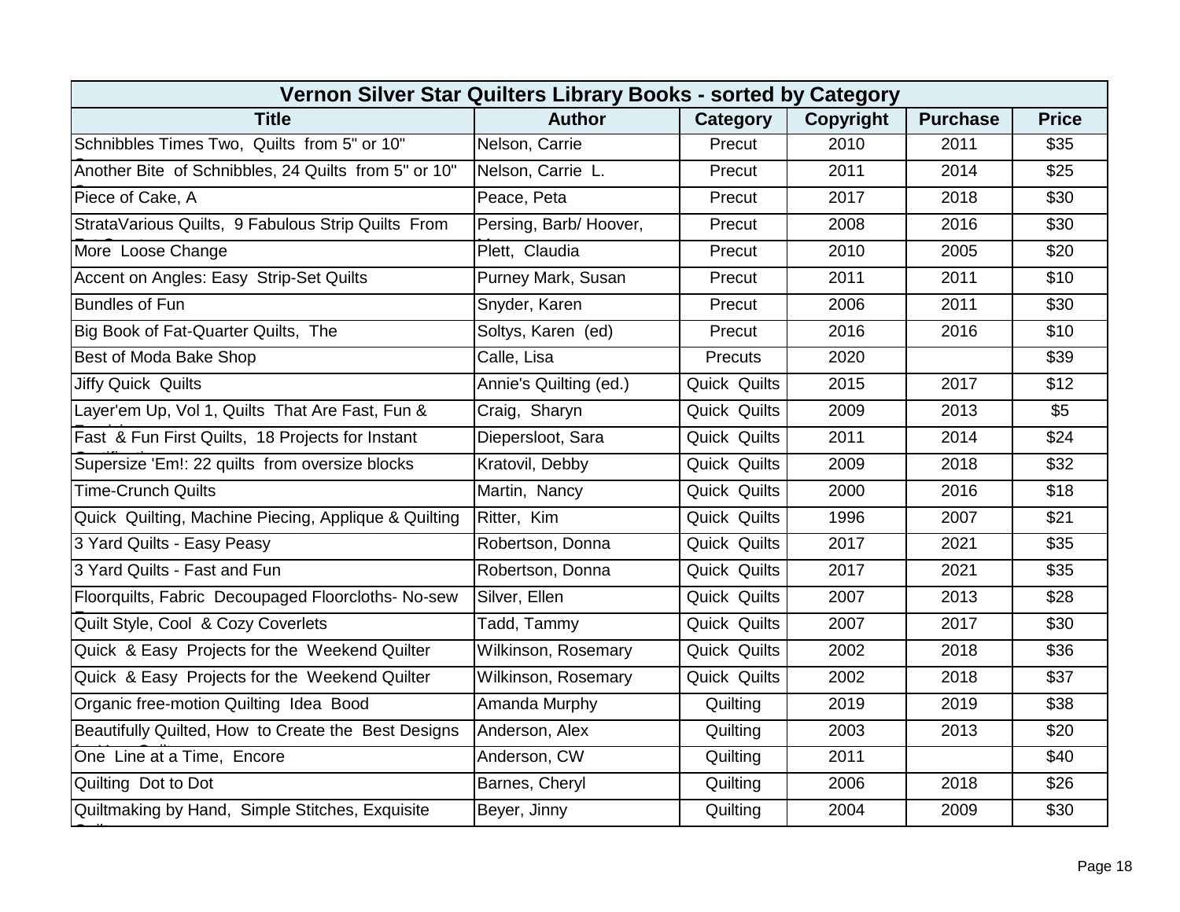| Vernon Silver Star Quilters Library Books - sorted by Category | | | | | |
|---|---|---|---|---|---|
| **Title** | **Author** | **Category** | **Copyright** | **Purchase** | **Price** |
| Schnibbles Times Two, Quilts from 5" or 10" | Nelson, Carrie | Precut | 2010 | 2011 | $35 |
| Another Bite of Schnibbles, 24 Quilts from 5" or 10" | Nelson, Carrie L. | Precut | 2011 | 2014 | $25 |
| Piece of Cake, A | Peace, Peta | Precut | 2017 | 2018 | $30 |
| StrataVarious Quilts, 9 Fabulous Strip Quilts From | Persing, Barb/ Hoover, | Precut | 2008 | 2016 | $30 |
| More Loose Change | Plett, Claudia | Precut | 2010 | 2005 | $20 |
| Accent on Angles: Easy Strip-Set Quilts | Purney Mark, Susan | Precut | 2011 | 2011 | $10 |
| Bundles of Fun | Snyder, Karen | Precut | 2006 | 2011 | $30 |
| Big Book of Fat-Quarter Quilts, The | Soltys, Karen (ed) | Precut | 2016 | 2016 | $10 |
| Best of Moda Bake Shop | Calle, Lisa | Precuts | 2020 | | $39 |
| Jiffy Quick Quilts | Annie's Quilting (ed.) | Quick Quilts | 2015 | 2017 | $12 |
| Layer'em Up, Vol 1, Quilts That Are Fast, Fun & | Craig, Sharyn | Quick Quilts | 2009 | 2013 | $5 |
| Fast & Fun First Quilts, 18 Projects for Instant | Diepersloot, Sara | Quick Quilts | 2011 | 2014 | $24 |
| Supersize 'Em!: 22 quilts from oversize blocks | Kratovil, Debby | Quick Quilts | 2009 | 2018 | $32 |
| Time-Crunch Quilts | Martin, Nancy | Quick Quilts | 2000 | 2016 | $18 |
| Quick Quilting, Machine Piecing, Applique & Quilting | Ritter, Kim | Quick Quilts | 1996 | 2007 | $21 |
| 3 Yard Quilts - Easy Peasy | Robertson, Donna | Quick Quilts | 2017 | 2021 | $35 |
| 3 Yard Quilts - Fast and Fun | Robertson, Donna | Quick Quilts | 2017 | 2021 | $35 |
| Floorquilts, Fabric Decoupaged Floorcloths- No-sew | Silver, Ellen | Quick Quilts | 2007 | 2013 | $28 |
| Quilt Style, Cool & Cozy Coverlets | Tadd, Tammy | Quick Quilts | 2007 | 2017 | $30 |
| Quick & Easy Projects for the Weekend Quilter | Wilkinson, Rosemary | Quick Quilts | 2002 | 2018 | $36 |
| Quick & Easy Projects for the Weekend Quilter | Wilkinson, Rosemary | Quick Quilts | 2002 | 2018 | $37 |
| Organic free-motion Quilting Idea Bood | Amanda Murphy | Quilting | 2019 | 2019 | $38 |
| Beautifully Quilted, How to Create the Best Designs | Anderson, Alex | Quilting | 2003 | 2013 | $20 |
| One Line at a Time, Encore | Anderson, CW | Quilting | 2011 | | $40 |
| Quilting Dot to Dot | Barnes, Cheryl | Quilting | 2006 | 2018 | $26 |
| Quiltmaking by Hand, Simple Stitches, Exquisite | Beyer, Jinny | Quilting | 2004 | 2009 | $30 |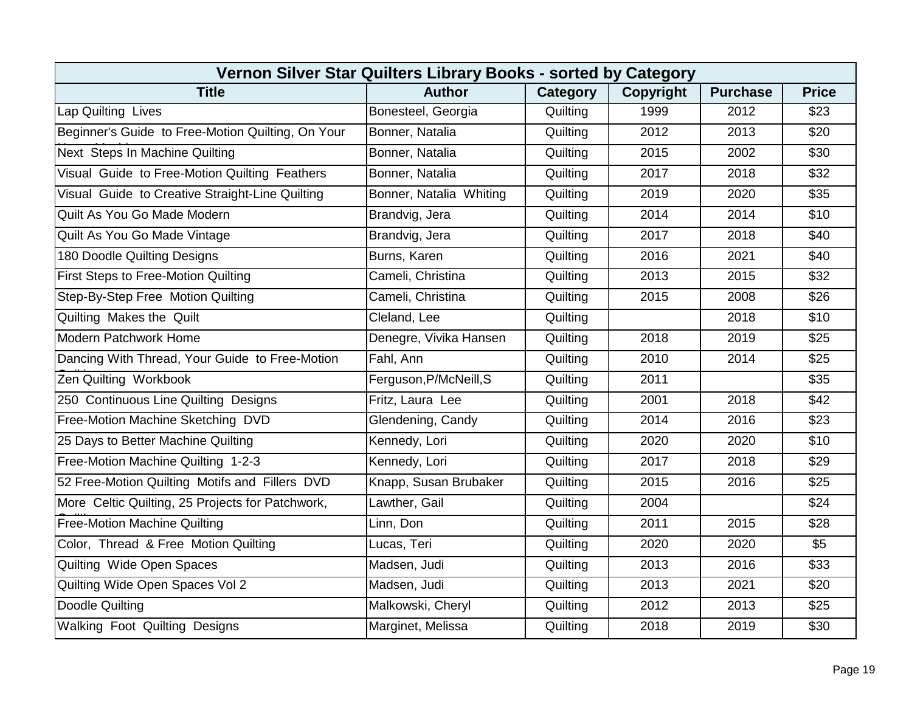| Vernon Silver Star Quilters Library Books - sorted by Category | | | | | |
|---|---|---|---|---|---|
| **Title** | **Author** | **Category** | **Copyright** | **Purchase** | **Price** |
| Lap Quilting Lives | Bonesteel, Georgia | Quilting | 1999 | 2012 | $23 |
| Beginner's Guide to Free-Motion Quilting, On Your | Bonner, Natalia | Quilting | 2012 | 2013 | $20 |
| Next Steps In Machine Quilting | Bonner, Natalia | Quilting | 2015 | 2002 | $30 |
| Visual Guide to Free-Motion Quilting Feathers | Bonner, Natalia | Quilting | 2017 | 2018 | $32 |
| Visual Guide to Creative Straight-Line Quilting | Bonner, Natalia Whiting | Quilting | 2019 | 2020 | $35 |
| Quilt As You Go Made Modern | Brandvig, Jera | Quilting | 2014 | 2014 | $10 |
| Quilt As You Go Made Vintage | Brandvig, Jera | Quilting | 2017 | 2018 | $40 |
| 180 Doodle Quilting Designs | Burns, Karen | Quilting | 2016 | 2021 | $40 |
| First Steps to Free-Motion Quilting | Cameli, Christina | Quilting | 2013 | 2015 | $32 |
| Step-By-Step Free Motion Quilting | Cameli, Christina | Quilting | 2015 | 2008 | $26 |
| Quilting Makes the Quilt | Cleland, Lee | Quilting | | 2018 | $10 |
| Modern Patchwork Home | Denegre, Vivika Hansen | Quilting | 2018 | 2019 | $25 |
| Dancing With Thread, Your Guide to Free-Motion | Fahl, Ann | Quilting | 2010 | 2014 | $25 |
| Zen Quilting Workbook | Ferguson,P/McNeill,S | Quilting | 2011 | | $35 |
| 250 Continuous Line Quilting Designs | Fritz, Laura Lee | Quilting | 2001 | 2018 | $42 |
| Free-Motion Machine Sketching DVD | Glendening, Candy | Quilting | 2014 | 2016 | $23 |
| 25 Days to Better Machine Quilting | Kennedy, Lori | Quilting | 2020 | 2020 | $10 |
| Free-Motion Machine Quilting 1-2-3 | Kennedy, Lori | Quilting | 2017 | 2018 | $29 |
| 52 Free-Motion Quilting Motifs and Fillers DVD | Knapp, Susan Brubaker | Quilting | 2015 | 2016 | $25 |
| More Celtic Quilting, 25 Projects for Patchwork, | Lawther, Gail | Quilting | 2004 | | $24 |
| Free-Motion Machine Quilting | Linn, Don | Quilting | 2011 | 2015 | $28 |
| Color, Thread & Free Motion Quilting | Lucas, Teri | Quilting | 2020 | 2020 | $5 |
| Quilting Wide Open Spaces | Madsen, Judi | Quilting | 2013 | 2016 | $33 |
| Quilting Wide Open Spaces Vol 2 | Madsen, Judi | Quilting | 2013 | 2021 | $20 |
| Doodle Quilting | Malkowski, Cheryl | Quilting | 2012 | 2013 | $25 |
| Walking Foot Quilting Designs | Marginet, Melissa | Quilting | 2018 | 2019 | $30 |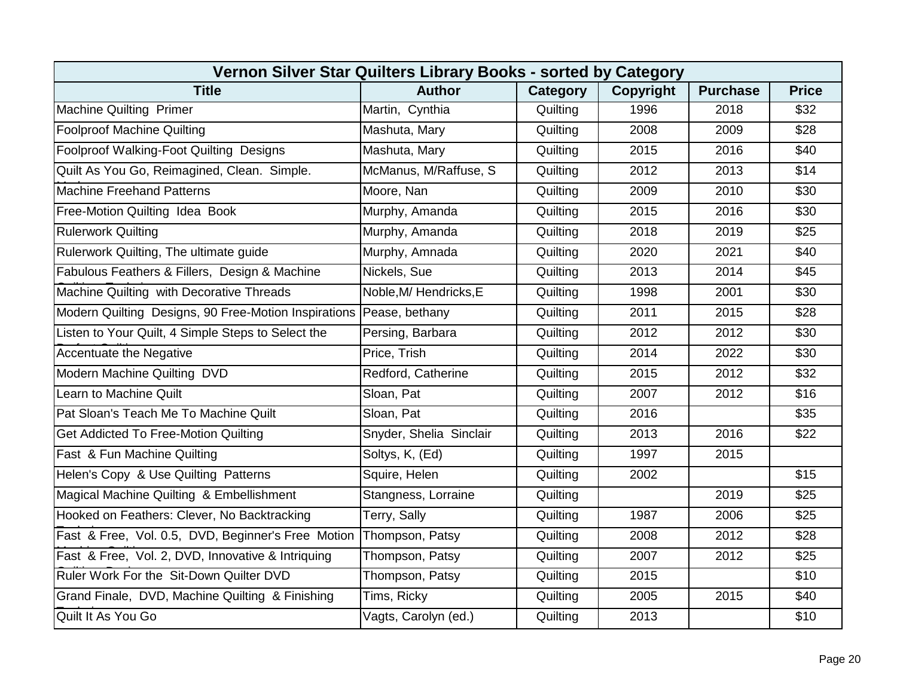| Vernon Silver Star Quilters Library Books - sorted by Category | | | | | |
|---|---|---|---|---|---|
| **Title** | **Author** | **Category** | **Copyright** | **Purchase** | **Price** |
| Machine Quilting Primer | Martin, Cynthia | Quilting | 1996 | 2018 | $32 |
| Foolproof Machine Quilting | Mashuta, Mary | Quilting | 2008 | 2009 | $28 |
| Foolproof Walking-Foot Quilting Designs | Mashuta, Mary | Quilting | 2015 | 2016 | $40 |
| Quilt As You Go, Reimagined, Clean. Simple. | McManus, M/Raffuse, S | Quilting | 2012 | 2013 | $14 |
| Machine Freehand Patterns | Moore, Nan | Quilting | 2009 | 2010 | $30 |
| Free-Motion Quilting Idea Book | Murphy, Amanda | Quilting | 2015 | 2016 | $30 |
| Rulerwork Quilting | Murphy, Amanda | Quilting | 2018 | 2019 | $25 |
| Rulerwork Quilting, The ultimate guide | Murphy, Amnada | Quilting | 2020 | 2021 | $40 |
| Fabulous Feathers & Fillers, Design & Machine | Nickels, Sue | Quilting | 2013 | 2014 | $45 |
| Machine Quilting with Decorative Threads | Noble,M/ Hendricks,E | Quilting | 1998 | 2001 | $30 |
| Modern Quilting Designs, 90 Free-Motion Inspirations | Pease, bethany | Quilting | 2011 | 2015 | $28 |
| Listen to Your Quilt, 4 Simple Steps to Select the | Persing, Barbara | Quilting | 2012 | 2012 | $30 |
| Accentuate the Negative | Price, Trish | Quilting | 2014 | 2022 | $30 |
| Modern Machine Quilting DVD | Redford, Catherine | Quilting | 2015 | 2012 | $32 |
| Learn to Machine Quilt | Sloan, Pat | Quilting | 2007 | 2012 | $16 |
| Pat Sloan's Teach Me To Machine Quilt | Sloan, Pat | Quilting | 2016 | | $35 |
| Get Addicted To Free-Motion Quilting | Snyder, Shelia Sinclair | Quilting | 2013 | 2016 | $22 |
| Fast & Fun Machine Quilting | Soltys, K, (Ed) | Quilting | 1997 | 2015 | |
| Helen's Copy & Use Quilting Patterns | Squire, Helen | Quilting | 2002 | | $15 |
| Magical Machine Quilting & Embellishment | Stangness, Lorraine | Quilting | | 2019 | $25 |
| Hooked on Feathers: Clever, No Backtracking | Terry, Sally | Quilting | 1987 | 2006 | $25 |
| Fast & Free, Vol. 0.5, DVD, Beginner's Free Motion | Thompson, Patsy | Quilting | 2008 | 2012 | $28 |
| Fast & Free, Vol. 2, DVD, Innovative & Intriquing | Thompson, Patsy | Quilting | 2007 | 2012 | $25 |
| Ruler Work For the Sit-Down Quilter DVD | Thompson, Patsy | Quilting | 2015 | | $10 |
| Grand Finale, DVD, Machine Quilting & Finishing | Tims, Ricky | Quilting | 2005 | 2015 | $40 |
| Quilt It As You Go | Vagts, Carolyn (ed.) | Quilting | 2013 | | $10 |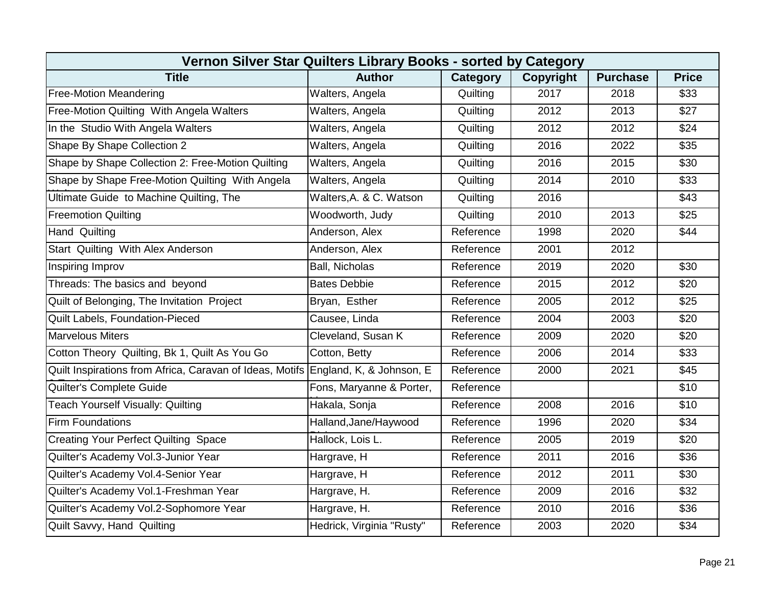| Vernon Silver Star Quilters Library Books - sorted by Category | | | | | |
|---|---|---|---|---|---|
| **Title** | **Author** | **Category** | **Copyright** | **Purchase** | **Price** |
| Free-Motion Meandering | Walters, Angela | Quilting | 2017 | 2018 | $33 |
| Free-Motion Quilting With Angela Walters | Walters, Angela | Quilting | 2012 | 2013 | $27 |
| In the Studio With Angela Walters | Walters, Angela | Quilting | 2012 | 2012 | $24 |
| Shape By Shape Collection 2 | Walters, Angela | Quilting | 2016 | 2022 | $35 |
| Shape by Shape Collection 2: Free-Motion Quilting | Walters, Angela | Quilting | 2016 | 2015 | $30 |
| Shape by Shape Free-Motion Quilting With Angela Walters | Walters, Angela | Quilting | 2014 | 2010 | $33 |
| Ultimate Guide to Machine Quilting, The | Walters,A. & C. Watson | Quilting | 2016 | | $43 |
| Freemotion Quilting | Woodworth, Judy | Quilting | 2010 | 2013 | $25 |
| Hand Quilting | Anderson, Alex | Reference | 1998 | 2020 | $44 |
| Start Quilting With Alex Anderson | Anderson, Alex | Reference | 2001 | 2012 | |
| Inspiring Improv | Ball, Nicholas | Reference | 2019 | 2020 | $30 |
| Threads: The basics and beyond | Bates Debbie | Reference | 2015 | 2012 | $20 |
| Quilt of Belonging, The Invitation Project | Bryan, Esther | Reference | 2005 | 2012 | $25 |
| Quilt Labels, Foundation-Pieced | Causee, Linda | Reference | 2004 | 2003 | $20 |
| Marvelous Miters | Cleveland, Susan K | Reference | 2009 | 2020 | $20 |
| Cotton Theory Quilting, Bk 1, Quilt As You Go | Cotton, Betty | Reference | 2006 | 2014 | $33 |
| Quilt Inspirations from Africa, Caravan of Ideas, Motifs & Techniques | England, K, & Johnson, E | Reference | 2000 | 2021 | $45 |
| Quilter's Complete Guide | Fons, Maryanne & Porter, Liz | Reference | | | $10 |
| Teach Yourself Visually: Quilting | Hakala, Sonja | Reference | 2008 | 2016 | $10 |
| Firm Foundations | Halland,Jane/Haywood Dixie | Reference | 1996 | 2020 | $34 |
| Creating Your Perfect Quilting Space | Hallock, Lois L. | Reference | 2005 | 2019 | $20 |
| Quilter's Academy Vol.3-Junior Year | Hargrave, H | Reference | 2011 | 2016 | $36 |
| Quilter's Academy Vol.4-Senior Year | Hargrave, H | Reference | 2012 | 2011 | $30 |
| Quilter's Academy Vol.1-Freshman Year | Hargrave, H. | Reference | 2009 | 2016 | $32 |
| Quilter's Academy Vol.2-Sophomore Year | Hargrave, H. | Reference | 2010 | 2016 | $36 |
| Quilt Savvy, Hand Quilting | Hedrick, Virginia "Rusty" | Reference | 2003 | 2020 | $34 |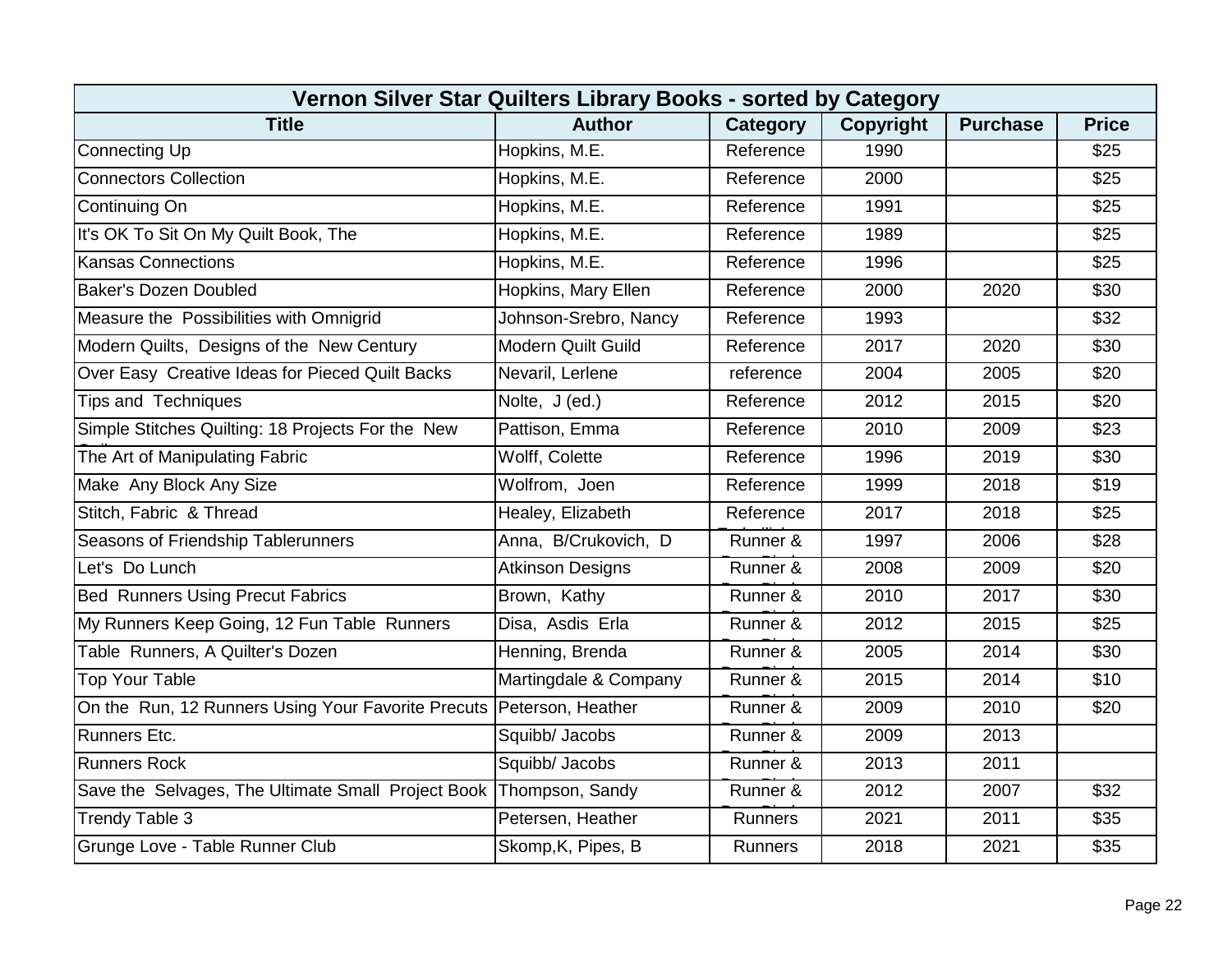| Vernon Silver Star Quilters Library Books - sorted by Category | | | | | |
|---|---|---|---|---|---|
| **Title** | **Author** | **Category** | **Copyright** | **Purchase** | **Price** |
| Connecting Up | Hopkins, M.E. | Reference | 1990 | | $25 |
| Connectors Collection | Hopkins, M.E. | Reference | 2000 | | $25 |
| Continuing On | Hopkins, M.E. | Reference | 1991 | | $25 |
| It's OK To Sit On My Quilt Book, The | Hopkins, M.E. | Reference | 1989 | | $25 |
| Kansas Connections | Hopkins, M.E. | Reference | 1996 | | $25 |
| Baker's Dozen Doubled | Hopkins, Mary Ellen | Reference | 2000 | 2020 | $30 |
| Measure the Possibilities with Omnigrid | Johnson-Srebro, Nancy | Reference | 1993 | | $32 |
| Modern Quilts, Designs of the New Century | Modern Quilt Guild | Reference | 2017 | 2020 | $30 |
| Over Easy Creative Ideas for Pieced Quilt Backs | Nevaril, Lerlene | reference | 2004 | 2005 | $20 |
| Tips and Techniques | Nolte, J (ed.) | Reference | 2012 | 2015 | $20 |
| Simple Stitches Quilting: 18 Projects For the New | Pattison, Emma | Reference | 2010 | 2009 | $23 |
| The Art of Manipulating Fabric | Wolff, Colette | Reference | 1996 | 2019 | $30 |
| Make Any Block Any Size | Wolfrom, Joen | Reference | 1999 | 2018 | $19 |
| Stitch, Fabric & Thread | Healey, Elizabeth | Reference | 2017 | 2018 | $25 |
| Seasons of Friendship Tablerunners | Anna, B/Crukovich, D | Runner & | 1997 | 2006 | $28 |
| Let's Do Lunch | Atkinson Designs | Runner & | 2008 | 2009 | $20 |
| Bed Runners Using Precut Fabrics | Brown, Kathy | Runner & | 2010 | 2017 | $30 |
| My Runners Keep Going, 12 Fun Table Runners | Disa, Asdis Erla | Runner & | 2012 | 2015 | $25 |
| Table Runners, A Quilter's Dozen | Henning, Brenda | Runner & | 2005 | 2014 | $30 |
| Top Your Table | Martingdale & Company | Runner & | 2015 | 2014 | $10 |
| On the Run, 12 Runners Using Your Favorite Precuts | Peterson, Heather | Runner & | 2009 | 2010 | $20 |
| Runners Etc. | Squibb/ Jacobs | Runner & | 2009 | 2013 | |
| Runners Rock | Squibb/ Jacobs | Runner & | 2013 | 2011 | |
| Save the Selvages, The Ultimate Small Project Book | Thompson, Sandy | Runner & | 2012 | 2007 | $32 |
| Trendy Table 3 | Petersen, Heather | Runners | 2021 | 2011 | $35 |
| Grunge Love - Table Runner Club | Skomp,K, Pipes, B | Runners | 2018 | 2021 | $35 |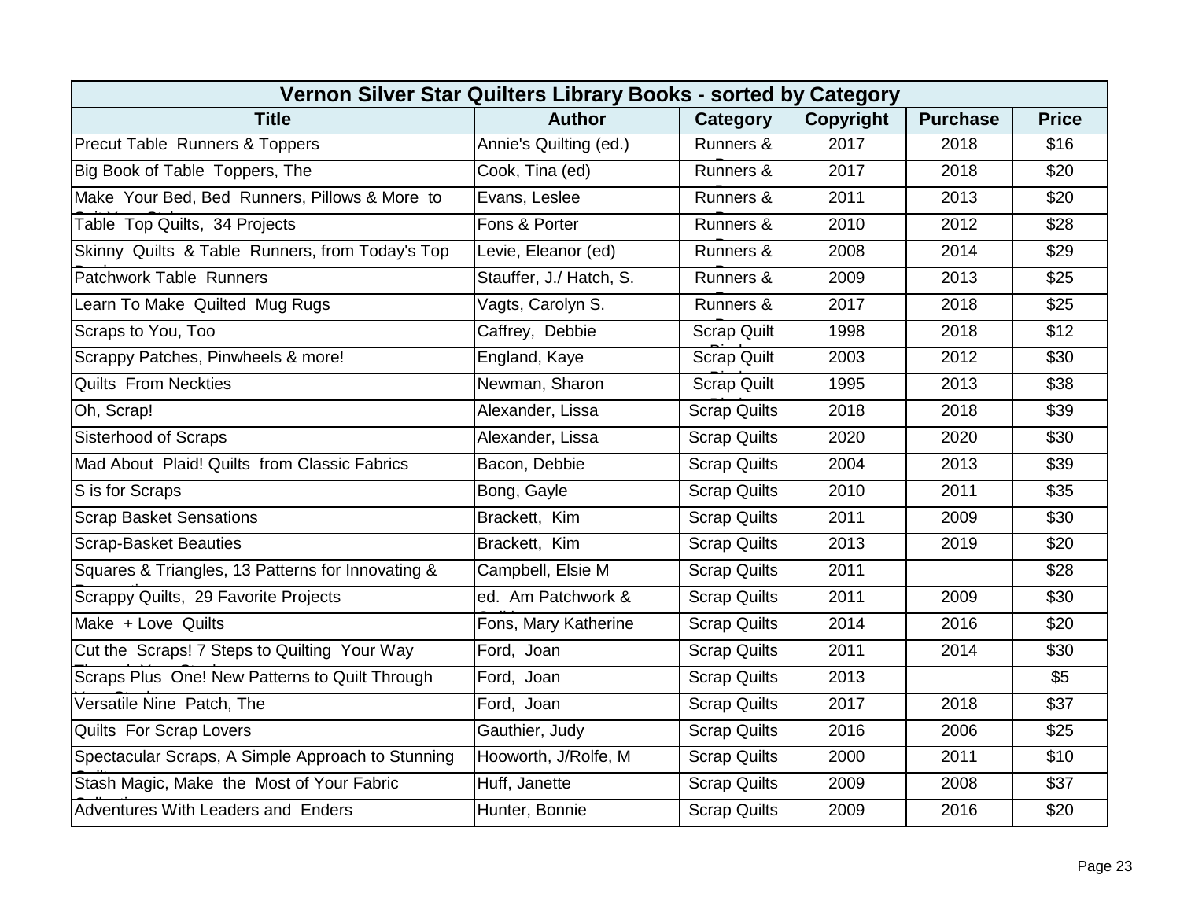| Vernon Silver Star Quilters Library Books - sorted by Category | | | | | |
|---|---|---|---|---|---|
| **Title** | **Author** | **Category** | **Copyright** | **Purchase** | **Price** |
| Precut Table Runners & Toppers | Annie's Quilting (ed.) | Runners & | 2017 | 2018 | $16 |
| Big Book of Table Toppers, The | Cook, Tina (ed) | Runners & | 2017 | 2018 | $20 |
| Make Your Bed, Bed Runners, Pillows & More to | Evans, Leslee | Runners & | 2011 | 2013 | $20 |
| Table Top Quilts, 34 Projects | Fons & Porter | Runners & | 2010 | 2012 | $28 |
| Skinny Quilts & Table Runners, from Today's Top | Levie, Eleanor (ed) | Runners & | 2008 | 2014 | $29 |
| Patchwork Table Runners | Stauffer, J./ Hatch, S. | Runners & | 2009 | 2013 | $25 |
| Learn To Make Quilted Mug Rugs | Vagts, Carolyn S. | Runners & | 2017 | 2018 | $25 |
| Scraps to You, Too | Caffrey, Debbie | Scrap Quilt | 1998 | 2018 | $12 |
| Scrappy Patches, Pinwheels & more! | England, Kaye | Scrap Quilt | 2003 | 2012 | $30 |
| Quilts From Neckties | Newman, Sharon | Scrap Quilt | 1995 | 2013 | $38 |
| Oh, Scrap! | Alexander, Lissa | Scrap Quilts | 2018 | 2018 | $39 |
| Sisterhood of Scraps | Alexander, Lissa | Scrap Quilts | 2020 | 2020 | $30 |
| Mad About Plaid! Quilts from Classic Fabrics | Bacon, Debbie | Scrap Quilts | 2004 | 2013 | $39 |
| S is for Scraps | Bong, Gayle | Scrap Quilts | 2010 | 2011 | $35 |
| Scrap Basket Sensations | Brackett, Kim | Scrap Quilts | 2011 | 2009 | $30 |
| Scrap-Basket Beauties | Brackett, Kim | Scrap Quilts | 2013 | 2019 | $20 |
| Squares & Triangles, 13 Patterns for Innovating & | Campbell, Elsie M | Scrap Quilts | 2011 | | $28 |
| Scrappy Quilts, 29 Favorite Projects | ed. Am Patchwork & | Scrap Quilts | 2011 | 2009 | $30 |
| Make + Love Quilts | Fons, Mary Katherine | Scrap Quilts | 2014 | 2016 | $20 |
| Cut the Scraps! 7 Steps to Quilting Your Way | Ford, Joan | Scrap Quilts | 2011 | 2014 | $30 |
| Scraps Plus One! New Patterns to Quilt Through | Ford, Joan | Scrap Quilts | 2013 | | $5 |
| Versatile Nine Patch, The | Ford, Joan | Scrap Quilts | 2017 | 2018 | $37 |
| Quilts For Scrap Lovers | Gauthier, Judy | Scrap Quilts | 2016 | 2006 | $25 |
| Spectacular Scraps, A Simple Approach to Stunning | Hooworth, J/Rolfe, M | Scrap Quilts | 2000 | 2011 | $10 |
| Stash Magic, Make the Most of Your Fabric | Huff, Janette | Scrap Quilts | 2009 | 2008 | $37 |
| Adventures With Leaders and Enders | Hunter, Bonnie | Scrap Quilts | 2009 | 2016 | $20 |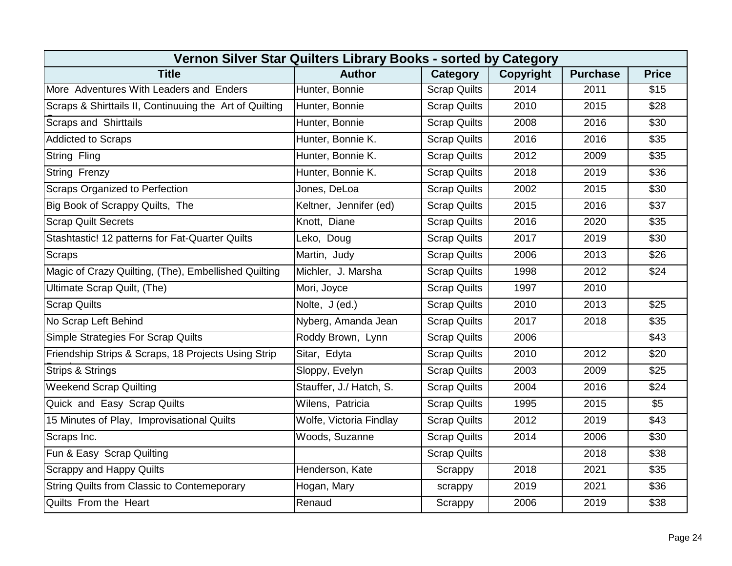| Vernon Silver Star Quilters Library Books - sorted by Category | | | | | |
|---|---|---|---|---|---|
| **Title** | **Author** | **Category** | **Copyright** | **Purchase** | **Price** |
| More Adventures With Leaders and Enders | Hunter, Bonnie | Scrap Quilts | 2014 | 2011 | $15 |
| Scraps & Shirttails II, Continuuing the Art of Quilting S | Hunter, Bonnie | Scrap Quilts | 2010 | 2015 | $28 |
| Scraps and Shirttails | Hunter, Bonnie | Scrap Quilts | 2008 | 2016 | $30 |
| Addicted to Scraps | Hunter, Bonnie K. | Scrap Quilts | 2016 | 2016 | $35 |
| String Fling | Hunter, Bonnie K. | Scrap Quilts | 2012 | 2009 | $35 |
| String Frenzy | Hunter, Bonnie K. | Scrap Quilts | 2018 | 2019 | $36 |
| Scraps Organized to Perfection | Jones, DeLoa | Scrap Quilts | 2002 | 2015 | $30 |
| Big Book of Scrappy Quilts, The | Keltner, Jennifer (ed) | Scrap Quilts | 2015 | 2016 | $37 |
| Scrap Quilt Secrets | Knott, Diane | Scrap Quilts | 2016 | 2020 | $35 |
| Stashtastic! 12 patterns for Fat-Quarter Quilts | Leko, Doug | Scrap Quilts | 2017 | 2019 | $30 |
| Scraps | Martin, Judy | Scrap Quilts | 2006 | 2013 | $26 |
| Magic of Crazy Quilting, (The), Embellished Quilting | Michler, J. Marsha | Scrap Quilts | 1998 | 2012 | $24 |
| Ultimate Scrap Quilt, (The) | Mori, Joyce | Scrap Quilts | 1997 | 2010 | |
| Scrap Quilts | Nolte, J (ed.) | Scrap Quilts | 2010 | 2013 | $25 |
| No Scrap Left Behind | Nyberg, Amanda Jean | Scrap Quilts | 2017 | 2018 | $35 |
| Simple Strategies For Scrap Quilts | Roddy Brown, Lynn | Scrap Quilts | 2006 | | $43 |
| Friendship Strips & Scraps, 18 Projects Using Strip S | Sitar, Edyta | Scrap Quilts | 2010 | 2012 | $20 |
| Strips & Strings | Sloppy, Evelyn | Scrap Quilts | 2003 | 2009 | $25 |
| Weekend Scrap Quilting | Stauffer, J./ Hatch, S. | Scrap Quilts | 2004 | 2016 | $24 |
| Quick and Easy Scrap Quilts | Wilens, Patricia | Scrap Quilts | 1995 | 2015 | $5 |
| 15 Minutes of Play, Improvisational Quilts | Wolfe, Victoria Findlay | Scrap Quilts | 2012 | 2019 | $43 |
| Scraps Inc. | Woods, Suzanne | Scrap Quilts | 2014 | 2006 | $30 |
| Fun & Easy Scrap Quilting | | Scrap Quilts | | 2018 | $38 |
| Scrappy and Happy Quilts | Henderson, Kate | Scrappy | 2018 | 2021 | $35 |
| String Quilts from Classic to Contemeporary | Hogan, Mary | scrappy | 2019 | 2021 | $36 |
| Quilts From the Heart | Renaud | Scrappy | 2006 | 2019 | $38 |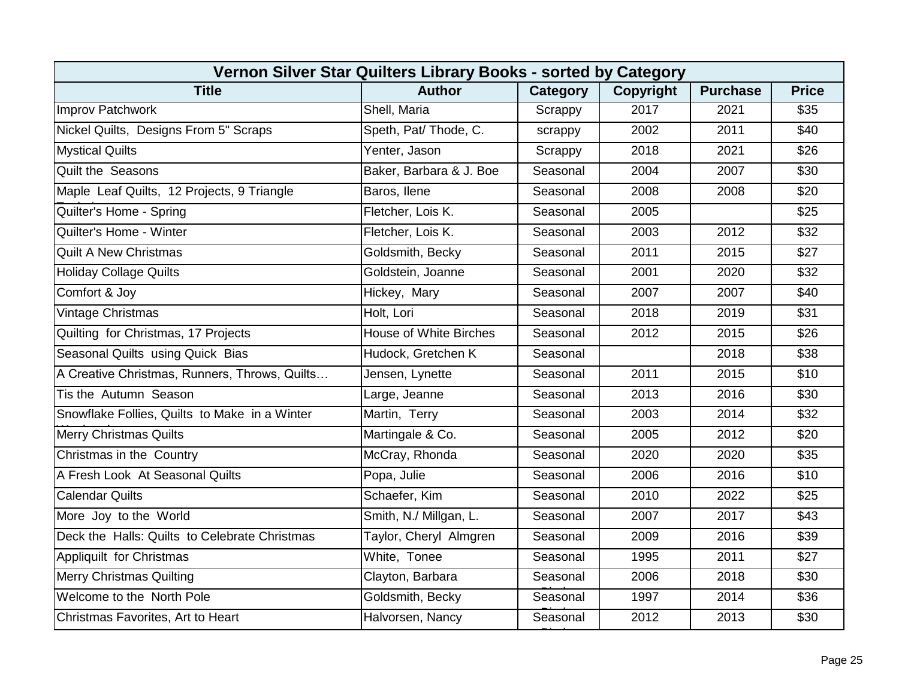| Vernon Silver Star Quilters Library Books - sorted by Category | | | | | |
|---|---|---|---|---|---|
| **Title** | **Author** | **Category** | **Copyright** | **Purchase** | **Price** |
| Improv Patchwork | Shell, Maria | Scrappy | 2017 | 2021 | $35 |
| Nickel Quilts, Designs From 5" Scraps | Speth, Pat/ Thode, C. | scrappy | 2002 | 2011 | $40 |
| Mystical Quilts | Yenter, Jason | Scrappy | 2018 | 2021 | $26 |
| Quilt the Seasons | Baker, Barbara & J. Boe | Seasonal | 2004 | 2007 | $30 |
| Maple Leaf Quilts, 12 Projects, 9 Triangle | Baros, Ilene | Seasonal | 2008 | 2008 | $20 |
| Quilter's Home - Spring | Fletcher, Lois K. | Seasonal | 2005 | | $25 |
| Quilter's Home - Winter | Fletcher, Lois K. | Seasonal | 2003 | 2012 | $32 |
| Quilt A New Christmas | Goldsmith, Becky | Seasonal | 2011 | 2015 | $27 |
| Holiday Collage Quilts | Goldstein, Joanne | Seasonal | 2001 | 2020 | $32 |
| Comfort & Joy | Hickey, Mary | Seasonal | 2007 | 2007 | $40 |
| Vintage Christmas | Holt, Lori | Seasonal | 2018 | 2019 | $31 |
| Quilting for Christmas, 17 Projects | House of White Birches | Seasonal | 2012 | 2015 | $26 |
| Seasonal Quilts using Quick Bias | Hudock, Gretchen K | Seasonal | | 2018 | $38 |
| A Creative Christmas, Runners, Throws, Quilts… | Jensen, Lynette | Seasonal | 2011 | 2015 | $10 |
| Tis the Autumn Season | Large, Jeanne | Seasonal | 2013 | 2016 | $30 |
| Snowflake Follies, Quilts to Make in a Winter | Martin, Terry | Seasonal | 2003 | 2014 | $32 |
| Merry Christmas Quilts | Martingale & Co. | Seasonal | 2005 | 2012 | $20 |
| Christmas in the Country | McCray, Rhonda | Seasonal | 2020 | 2020 | $35 |
| A Fresh Look At Seasonal Quilts | Popa, Julie | Seasonal | 2006 | 2016 | $10 |
| Calendar Quilts | Schaefer, Kim | Seasonal | 2010 | 2022 | $25 |
| More Joy to the World | Smith, N./ Millgan, L. | Seasonal | 2007 | 2017 | $43 |
| Deck the Halls: Quilts to Celebrate Christmas | Taylor, Cheryl Almgren | Seasonal | 2009 | 2016 | $39 |
| Appliquilt for Christmas | White, Tonee | Seasonal | 1995 | 2011 | $27 |
| Merry Christmas Quilting | Clayton, Barbara | Seasonal | 2006 | 2018 | $30 |
| Welcome to the North Pole | Goldsmith, Becky | Seasonal | 1997 | 2014 | $36 |
| Christmas Favorites, Art to Heart | Halvorsen, Nancy | Seasonal | 2012 | 2013 | $30 |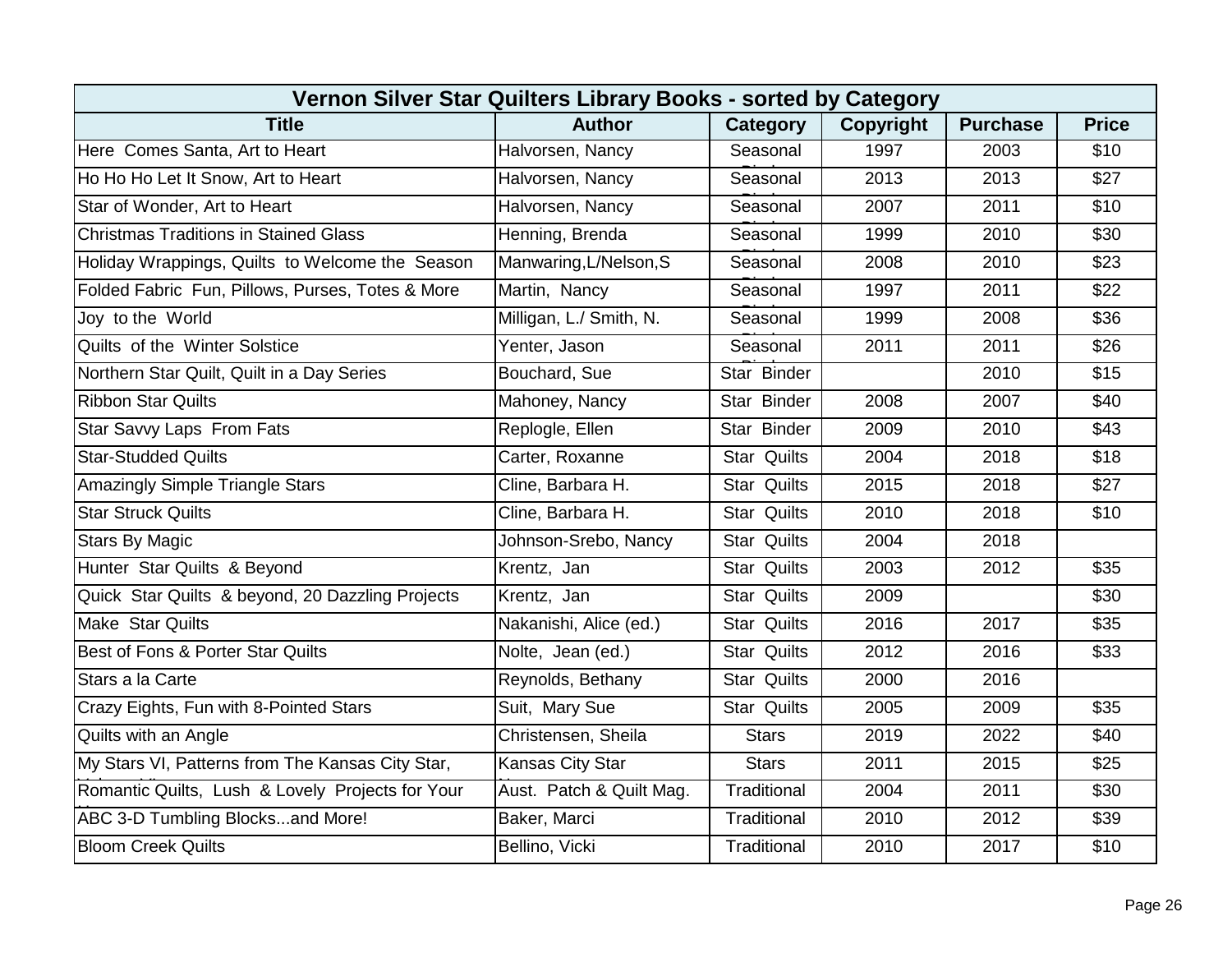| Vernon Silver Star Quilters Library Books - sorted by Category | | | | | |
|---|---|---|---|---|---|
| **Title** | **Author** | **Category** | **Copyright** | **Purchase** | **Price** |
| Here Comes Santa, Art to Heart | Halvorsen, Nancy | Seasonal | 1997 | 2003 | $10 |
| Ho Ho Ho Let It Snow, Art to Heart | Halvorsen, Nancy | Seasonal | 2013 | 2013 | $27 |
| Star of Wonder, Art to Heart | Halvorsen, Nancy | Seasonal | 2007 | 2011 | $10 |
| Christmas Traditions in Stained Glass | Henning, Brenda | Seasonal | 1999 | 2010 | $30 |
| Holiday Wrappings, Quilts to Welcome the Season | Manwaring,L/Nelson,S | Seasonal | 2008 | 2010 | $23 |
| Folded Fabric Fun, Pillows, Purses, Totes & More | Martin, Nancy | Seasonal | 1997 | 2011 | $22 |
| Joy to the World | Milligan, L./ Smith, N. | Seasonal | 1999 | 2008 | $36 |
| Quilts of the Winter Solstice | Yenter, Jason | Seasonal | 2011 | 2011 | $26 |
| Northern Star Quilt, Quilt in a Day Series | Bouchard, Sue | Star Binder | | 2010 | $15 |
| Ribbon Star Quilts | Mahoney, Nancy | Star Binder | 2008 | 2007 | $40 |
| Star Savvy Laps From Fats | Replogle, Ellen | Star Binder | 2009 | 2010 | $43 |
| Star-Studded Quilts | Carter, Roxanne | Star Quilts | 2004 | 2018 | $18 |
| Amazingly Simple Triangle Stars | Cline, Barbara H. | Star Quilts | 2015 | 2018 | $27 |
| Star Struck Quilts | Cline, Barbara H. | Star Quilts | 2010 | 2018 | $10 |
| Stars By Magic | Johnson-Srebo, Nancy | Star Quilts | 2004 | 2018 | |
| Hunter Star Quilts & Beyond | Krentz, Jan | Star Quilts | 2003 | 2012 | $35 |
| Quick Star Quilts & beyond, 20 Dazzling Projects | Krentz, Jan | Star Quilts | 2009 | | $30 |
| Make Star Quilts | Nakanishi, Alice (ed.) | Star Quilts | 2016 | 2017 | $35 |
| Best of Fons & Porter Star Quilts | Nolte, Jean (ed.) | Star Quilts | 2012 | 2016 | $33 |
| Stars a la Carte | Reynolds, Bethany | Star Quilts | 2000 | 2016 | |
| Crazy Eights, Fun with 8-Pointed Stars | Suit, Mary Sue | Star Quilts | 2005 | 2009 | $35 |
| Quilts with an Angle | Christensen, Sheila | Stars | 2019 | 2022 | $40 |
| My Stars VI, Patterns from The Kansas City Star, | Kansas City Star | Stars | 2011 | 2015 | $25 |
| Romantic Quilts, Lush & Lovely Projects for Your | Aust. Patch & Quilt Mag. | Traditional | 2004 | 2011 | $30 |
| ABC 3-D Tumbling Blocks...and More! | Baker, Marci | Traditional | 2010 | 2012 | $39 |
| Bloom Creek Quilts | Bellino, Vicki | Traditional | 2010 | 2017 | $10 |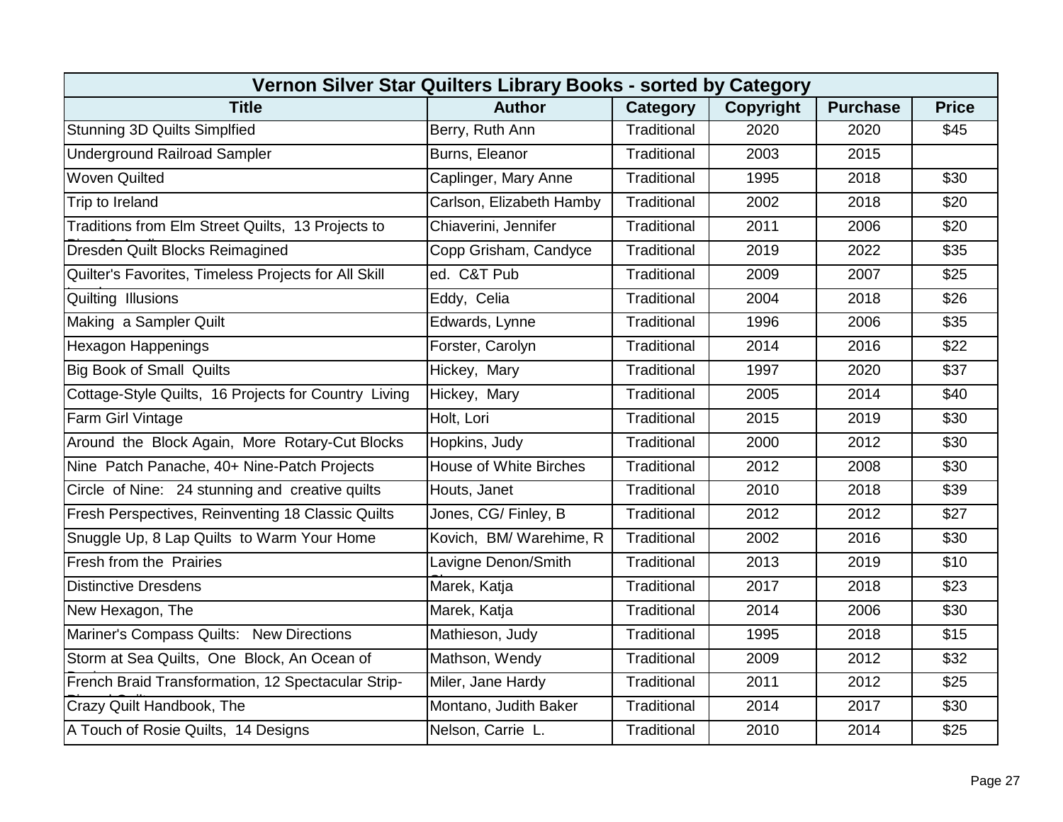| Vernon Silver Star Quilters Library Books - sorted by Category | | | | | |
|---|---|---|---|---|---|
| **Title** | **Author** | **Category** | **Copyright** | **Purchase** | **Price** |
| Stunning 3D Quilts Simplfied | Berry, Ruth Ann | Traditional | 2020 | 2020 | $45 |
| Underground Railroad Sampler | Burns, Eleanor | Traditional | 2003 | 2015 | |
| Woven Quilted | Caplinger, Mary Anne | Traditional | 1995 | 2018 | $30 |
| Trip to Ireland | Carlson, Elizabeth Hamby | Traditional | 2002 | 2018 | $20 |
| Traditions from Elm Street Quilts, 13 Projects to | Chiaverini, Jennifer | Traditional | 2011 | 2006 | $20 |
| Dresden Quilt Blocks Reimagined | Copp Grisham, Candyce | Traditional | 2019 | 2022 | $35 |
| Quilter's Favorites, Timeless Projects for All Skill | ed. C&T Pub | Traditional | 2009 | 2007 | $25 |
| Quilting Illusions | Eddy, Celia | Traditional | 2004 | 2018 | $26 |
| Making a Sampler Quilt | Edwards, Lynne | Traditional | 1996 | 2006 | $35 |
| Hexagon Happenings | Forster, Carolyn | Traditional | 2014 | 2016 | $22 |
| Big Book of Small Quilts | Hickey, Mary | Traditional | 1997 | 2020 | $37 |
| Cottage-Style Quilts, 16 Projects for Country Living | Hickey, Mary | Traditional | 2005 | 2014 | $40 |
| Farm Girl Vintage | Holt, Lori | Traditional | 2015 | 2019 | $30 |
| Around the Block Again, More Rotary-Cut Blocks | Hopkins, Judy | Traditional | 2000 | 2012 | $30 |
| Nine Patch Panache, 40+ Nine-Patch Projects | House of White Birches | Traditional | 2012 | 2008 | $30 |
| Circle of Nine: 24 stunning and creative quilts | Houts, Janet | Traditional | 2010 | 2018 | $39 |
| Fresh Perspectives, Reinventing 18 Classic Quilts | Jones, CG/ Finley, B | Traditional | 2012 | 2012 | $27 |
| Snuggle Up, 8 Lap Quilts to Warm Your Home | Kovich, BM/ Warehime, R | Traditional | 2002 | 2016 | $30 |
| Fresh from the Prairies | Lavigne Denon/Smith | Traditional | 2013 | 2019 | $10 |
| Distinctive Dresdens | Marek, Katja | Traditional | 2017 | 2018 | $23 |
| New Hexagon, The | Marek, Katja | Traditional | 2014 | 2006 | $30 |
| Mariner's Compass Quilts: New Directions | Mathieson, Judy | Traditional | 1995 | 2018 | $15 |
| Storm at Sea Quilts, One Block, An Ocean of | Mathson, Wendy | Traditional | 2009 | 2012 | $32 |
| French Braid Transformation, 12 Spectacular Strip- | Miler, Jane Hardy | Traditional | 2011 | 2012 | $25 |
| Crazy Quilt Handbook, The | Montano, Judith Baker | Traditional | 2014 | 2017 | $30 |
| A Touch of Rosie Quilts, 14 Designs | Nelson, Carrie L. | Traditional | 2010 | 2014 | $25 |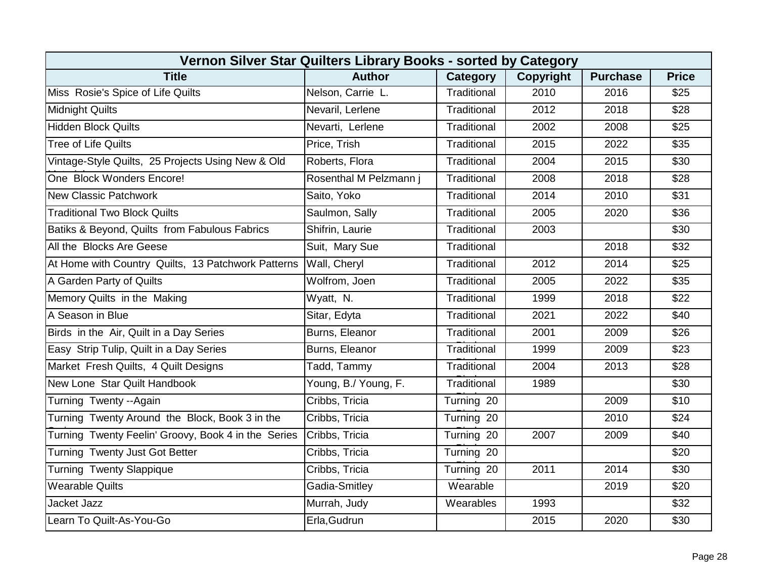| Vernon Silver Star Quilters Library Books - sorted by Category | | | | | |
|---|---|---|---|---|---|
| **Title** | **Author** | **Category** | **Copyright** | **Purchase** | **Price** |
| Miss Rosie's Spice of Life Quilts | Nelson, Carrie L. | Traditional | 2010 | 2016 | $25 |
| Midnight Quilts | Nevaril, Lerlene | Traditional | 2012 | 2018 | $28 |
| Hidden Block Quilts | Nevarti, Lerlene | Traditional | 2002 | 2008 | $25 |
| Tree of Life Quilts | Price, Trish | Traditional | 2015 | 2022 | $35 |
| Vintage-Style Quilts, 25 Projects Using New & Old | Roberts, Flora | Traditional | 2004 | 2015 | $30 |
| One Block Wonders Encore! | Rosenthal M Pelzmann j | Traditional | 2008 | 2018 | $28 |
| New Classic Patchwork | Saito, Yoko | Traditional | 2014 | 2010 | $31 |
| Traditional Two Block Quilts | Saulmon, Sally | Traditional | 2005 | 2020 | $36 |
| Batiks & Beyond, Quilts from Fabulous Fabrics | Shifrin, Laurie | Traditional | 2003 | | $30 |
| All the Blocks Are Geese | Suit, Mary Sue | Traditional | | 2018 | $32 |
| At Home with Country Quilts, 13 Patchwork Patterns | Wall, Cheryl | Traditional | 2012 | 2014 | $25 |
| A Garden Party of Quilts | Wolfrom, Joen | Traditional | 2005 | 2022 | $35 |
| Memory Quilts in the Making | Wyatt, N. | Traditional | 1999 | 2018 | $22 |
| A Season in Blue | Sitar, Edyta | Traditional | 2021 | 2022 | $40 |
| Birds in the Air, Quilt in a Day Series | Burns, Eleanor | Traditional | 2001 | 2009 | $26 |
| Easy Strip Tulip, Quilt in a Day Series | Burns, Eleanor | Traditional | 1999 | 2009 | $23 |
| Market Fresh Quilts, 4 Quilt Designs | Tadd, Tammy | Traditional | 2004 | 2013 | $28 |
| New Lone Star Quilt Handbook | Young, B./ Young, F. | Traditional | 1989 | | $30 |
| Turning Twenty --Again | Cribbs, Tricia | Turning 20 | | 2009 | $10 |
| Turning Twenty Around the Block, Book 3 in the | Cribbs, Tricia | Turning 20 | | 2010 | $24 |
| Turning Twenty Feelin' Groovy, Book 4 in the Series | Cribbs, Tricia | Turning 20 | 2007 | 2009 | $40 |
| Turning Twenty Just Got Better | Cribbs, Tricia | Turning 20 | | | $20 |
| Turning Twenty Slappique | Cribbs, Tricia | Turning 20 | 2011 | 2014 | $30 |
| Wearable Quilts | Gadia-Smitley | Wearable | | 2019 | $20 |
| Jacket Jazz | Murrah, Judy | Wearables | 1993 | | $32 |
| Learn To Quilt-As-You-Go | Erla,Gudrun | | 2015 | 2020 | $30 |